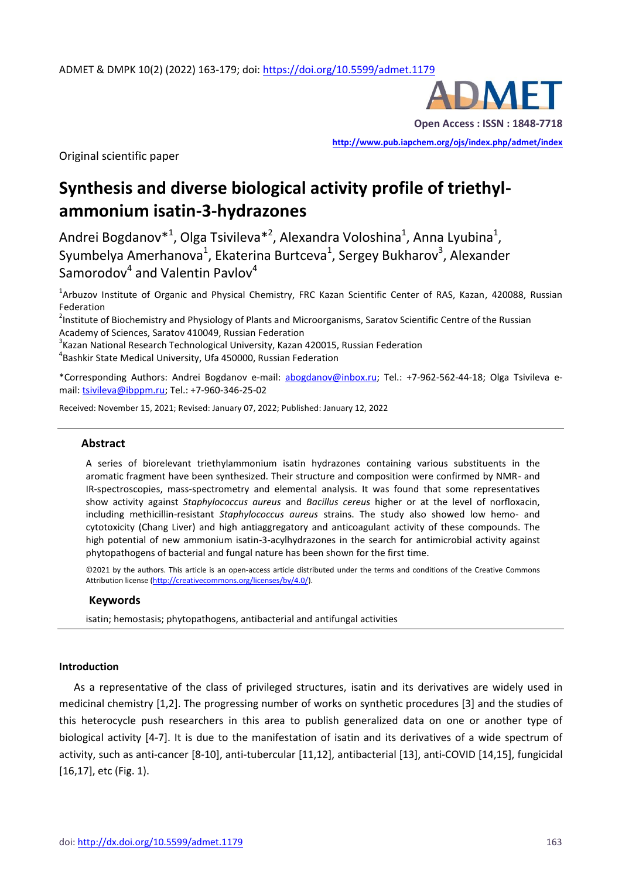Original scientific paper

# Synthesis and diverse biological activity profile of triethyl-ammonium isatin-3-hydrazones

Andrei Bogdanov*[1], Olga Tsivileva*[2], Alexandra Voloshina[1], Anna Lyubina[1], Syumbelya Amerhanova[1], Ekaterina Burtceva[1], Sergey Bukharov[3], Alexander Samorodov[4] and Valentin Pavlov[4]

[1]Arbuzov Institute of Organic and Physical Chemistry, FRC Kazan Scientific Center of RAS, Kazan, 420088, Russian Federation

[2]Institute of Biochemistry and Physiology of Plants and Microorganisms, Saratov Scientific Centre of the Russian Academy of Sciences, Saratov 410049, Russian Federation

[3]Kazan National Research Technological University, Kazan 420015, Russian Federation

[4]Bashkir State Medical University, Ufa 450000, Russian Federation

*Corresponding Authors: Andrei Bogdanov e-mail: abogdanov@inbox.ru; Tel.: +7-962-562-44-18; Olga Tsivileva e-mail: tsivileva@ibppm.ru; Tel.: +7-960-346-25-02

Received: November 15, 2021; Revised: January 07, 2022; Published: January 12, 2022

## Abstract

A series of biorelevant triethylammonium isatin hydrazones containing various substituents in the aromatic fragment have been synthesized. Their structure and composition were confirmed by NMR- and IR-spectroscopies, mass-spectrometry and elemental analysis. It was found that some representatives show activity against *Staphylococcus aureus* and *Bacillus cereus* higher or at the level of norfloxacin, including methicillin-resistant *Staphylococcus aureus* strains. The study also showed low hemo- and cytotoxicity (Chang Liver) and high antiaggregatory and anticoagulant activity of these compounds. The high potential of new ammonium isatin-3-acylhydrazones in the search for antimicrobial activity against phytopathogens of bacterial and fungal nature has been shown for the first time.

©2021 by the authors. This article is an open-access article distributed under the terms and conditions of the Creative Commons Attribution license (http://creativecommons.org/licenses/by/4.0/).

### Keywords

isatin; hemostasis; phytopathogens, antibacterial and antifungal activities

## Introduction

As a representative of the class of privileged structures, isatin and its derivatives are widely used in medicinal chemistry [1,2]. The progressing number of works on synthetic procedures [3] and the studies of this heterocycle push researchers in this area to publish generalized data on one or another type of biological activity [4-7]. It is due to the manifestation of isatin and its derivatives of a wide spectrum of activity, such as anti-cancer [8-10], anti-tubercular [11,12], antibacterial [13], anti-COVID [14,15], fungicidal [16,17], etc (Fig. 1).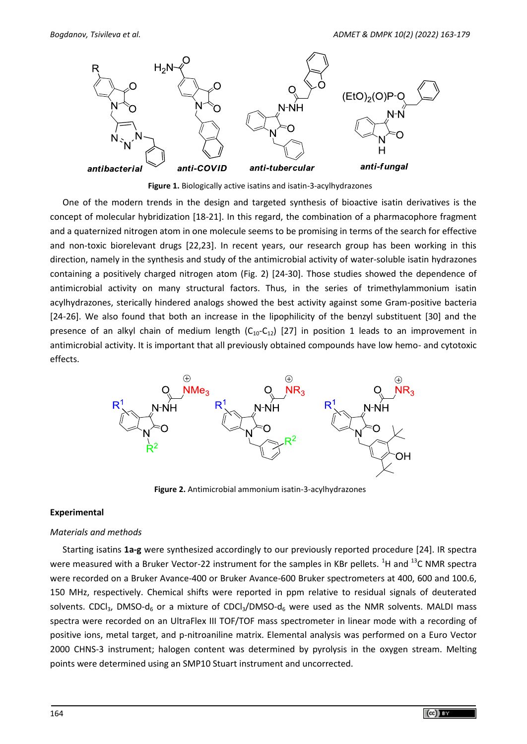**Figure 1.** Biologically active isatins and isatin-3-acylhydrazones

One of the modern trends in the design and targeted synthesis of bioactive isatin derivatives is the concept of molecular hybridization [18-21]. In this regard, the combination of a pharmacophore fragment and a quaternized nitrogen atom in one molecule seems to be promising in terms of the search for effective and non-toxic biorelevant drugs [22,23]. In recent years, our research group has been working in this direction, namely in the synthesis and study of the antimicrobial activity of water-soluble isatin hydrazones containing a positively charged nitrogen atom (Fig. 2) [24-30]. Those studies showed the dependence of antimicrobial activity on many structural factors. Thus, in the series of trimethylammonium isatin acylhydrazones, sterically hindered analogs showed the best activity against some Gram-positive bacteria [24-26]. We also found that both an increase in the lipophilicity of the benzyl substituent [30] and the presence of an alkyl chain of medium length ($C_{10}$-$C_{12}$) [27] in position 1 leads to an improvement in antimicrobial activity. It is important that all previously obtained compounds have low hemo- and cytotoxic effects.

**Figure 2.** Antimicrobial ammonium isatin-3-acylhydrazones

## Experimental

### *Materials and methods*

Starting isatins **1a-g** were synthesized accordingly to our previously reported procedure [24]. IR spectra were measured with a Bruker Vector-22 instrument for the samples in KBr pellets. $^1$H and $^{13}$C NMR spectra were recorded on a Bruker Avance-400 or Bruker Avance-600 Bruker spectrometers at 400, 600 and 100.6, 150 MHz, respectively. Chemical shifts were reported in ppm relative to residual signals of deuterated solvents. $CDCl_3$, DMSO-$d_6$ or a mixture of $CDCl_3$/DMSO-$d_6$ were used as the NMR solvents. MALDI mass spectra were recorded on an UltraFlex III TOF/TOF mass spectrometer in linear mode with a recording of positive ions, metal target, and p-nitroaniline matrix. Elemental analysis was performed on a Euro Vector 2000 CHNS-3 instrument; halogen content was determined by pyrolysis in the oxygen stream. Melting points were determined using an SMP10 Stuart instrument and uncorrected.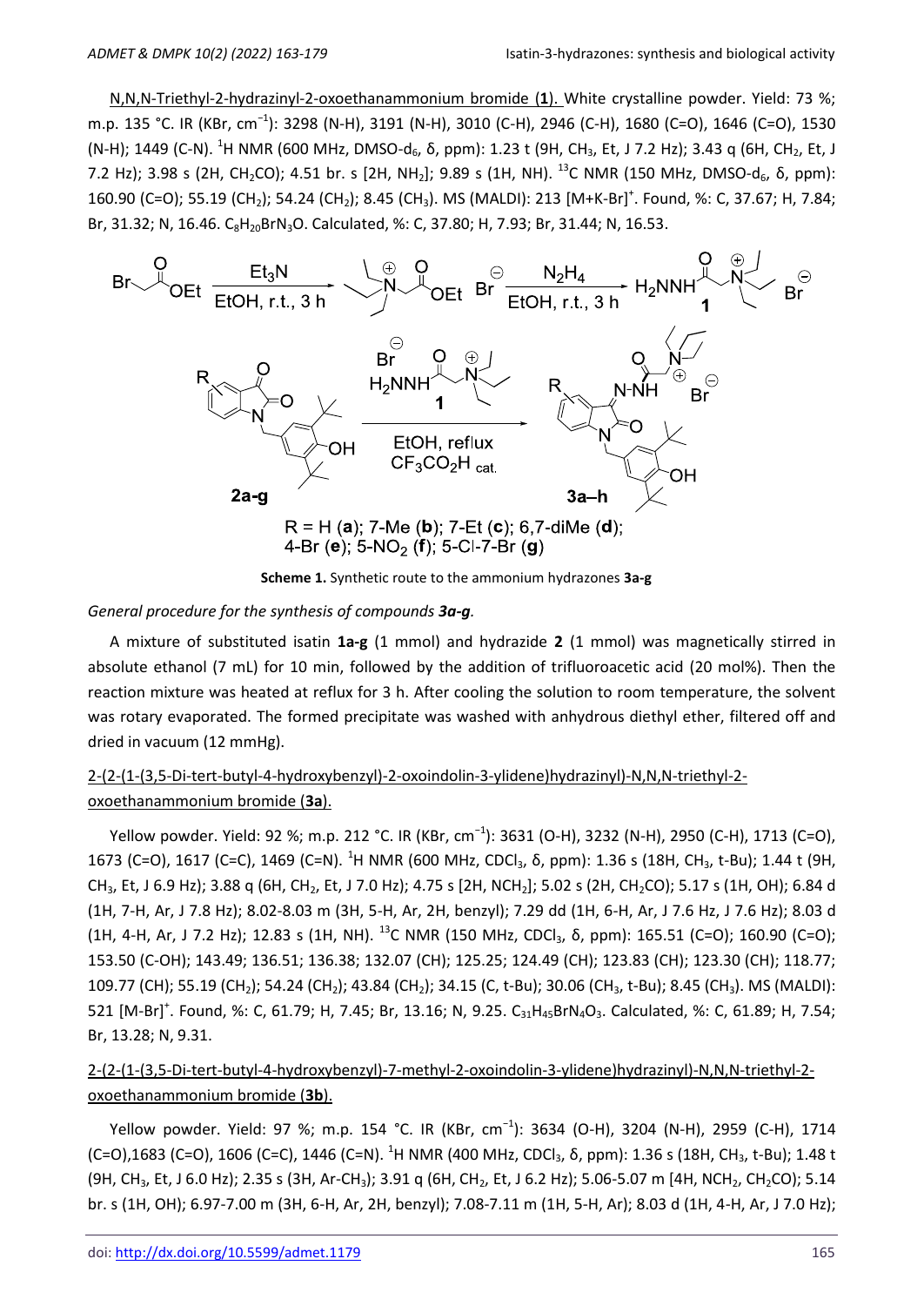N,N,N-Triethyl-2-hydrazinyl-2-oxoethanammonium bromide (**1**). White crystalline powder. Yield: 73 %; m.p. 135 °C. IR (KBr, $cm^{-1}$): 3298 (N-H), 3191 (N-H), 3010 (C-H), 2946 (C-H), 1680 (C=O), 1646 (C=O), 1530 (N-H); 1449 (C-N). $^{1}H$ NMR (600 MHz, DMSO-$d_6$, δ, ppm): 1.23 t (9H, $CH_3$, Et, J 7.2 Hz); 3.43 q (6H, $CH_2$, Et, J 7.2 Hz); 3.98 s (2H, $CH_2CO$); 4.51 br. s [2H, $NH_2$]; 9.89 s (1H, NH). $^{13}C$ NMR (150 MHz, DMSO-$d_6$, δ, ppm): 160.90 (C=O); 55.19 ($CH_2$); 54.24 ($CH_2$); 8.45 ($CH_3$). MS (MALDI): 213 $[M+K-Br]^+$. Found, %: C, 37.67; H, 7.84; Br, 31.32; N, 16.46. $C_8H_{20}BrN_3O$. Calculated, %: C, 37.80; H, 7.93; Br, 31.44; N, 16.53.

R = H (**a**); 7-Me (**b**); 7-Et (**c**); 6,7-diMe (**d**); 4-Br (**e**); 5-$NO_2$ (**f**); 5-Cl-7-Br (**g**)

**Scheme 1.** Synthetic route to the ammonium hydrazones **3a-g**

*General procedure for the synthesis of compounds **3a-g**.*

A mixture of substituted isatin **1a-g** (1 mmol) and hydrazide **2** (1 mmol) was magnetically stirred in absolute ethanol (7 mL) for 10 min, followed by the addition of trifluoroacetic acid (20 mol%). Then the reaction mixture was heated at reflux for 3 h. After cooling the solution to room temperature, the solvent was rotary evaporated. The formed precipitate was washed with anhydrous diethyl ether, filtered off and dried in vacuum (12 mmHg).

2-(2-(1-(3,5-Di-tert-butyl-4-hydroxybenzyl)-2-oxoindolin-3-ylidene)hydrazinyl)-N,N,N-triethyl-2-oxoethanammonium bromide (**3a**).

Yellow powder. Yield: 92 %; m.p. 212 °C. IR (KBr, $cm^{-1}$): 3631 (O-H), 3232 (N-H), 2950 (C-H), 1713 (C=O), 1673 (C=O), 1617 (C=C), 1469 (C=N). $^{1}H$ NMR (600 MHz, $CDCl_3$, δ, ppm): 1.36 s (18H, $CH_3$, t-Bu); 1.44 t (9H, $CH_3$, Et, J 6.9 Hz); 3.88 q (6H, $CH_2$, Et, J 7.0 Hz); 4.75 s [2H, $NCH_2$]; 5.02 s (2H, $CH_2CO$); 5.17 s (1H, OH); 6.84 d (1H, 7-H, Ar, J 7.8 Hz); 8.02-8.03 m (3H, 5-H, Ar, 2H, benzyl); 7.29 dd (1H, 6-H, Ar, J 7.6 Hz, J 7.6 Hz); 8.03 d (1H, 4-H, Ar, J 7.2 Hz); 12.83 s (1H, NH). $^{13}C$ NMR (150 MHz, $CDCl_3$, δ, ppm): 165.51 (C=O); 160.90 (C=O); 153.50 (C-OH); 143.49; 136.51; 136.38; 132.07 (CH); 125.25; 124.49 (CH); 123.83 (CH); 123.30 (CH); 118.77; 109.77 (CH); 55.19 ($CH_2$); 54.24 ($CH_2$); 43.84 ($CH_2$); 34.15 (C, t-Bu); 30.06 ($CH_3$, t-Bu); 8.45 ($CH_3$). MS (MALDI): 521 $[M-Br]^+$. Found, %: C, 61.79; H, 7.45; Br, 13.16; N, 9.25. $C_{31}H_{45}BrN_4O_3$. Calculated, %: C, 61.89; H, 7.54; Br, 13.28; N, 9.31.

2-(2-(1-(3,5-Di-tert-butyl-4-hydroxybenzyl)-7-methyl-2-oxoindolin-3-ylidene)hydrazinyl)-N,N,N-triethyl-2-oxoethanammonium bromide (**3b**).

Yellow powder. Yield: 97 %; m.p. 154 °C. IR (KBr, $cm^{-1}$): 3634 (O-H), 3204 (N-H), 2959 (C-H), 1714 (C=O),1683 (C=O), 1606 (C=C), 1446 (C=N). $^{1}H$ NMR (400 MHz, $CDCl_3$, δ, ppm): 1.36 s (18H, $CH_3$, t-Bu); 1.48 t (9H, $CH_3$, Et, J 6.0 Hz); 2.35 s (3H, Ar-$CH_3$); 3.91 q (6H, $CH_2$, Et, J 6.2 Hz); 5.06-5.07 m [4H, $NCH_2$, $CH_2CO$); 5.14 br. s (1H, OH); 6.97-7.00 m (3H, 6-H, Ar, 2H, benzyl); 7.08-7.11 m (1H, 5-H, Ar); 8.03 d (1H, 4-H, Ar, J 7.0 Hz);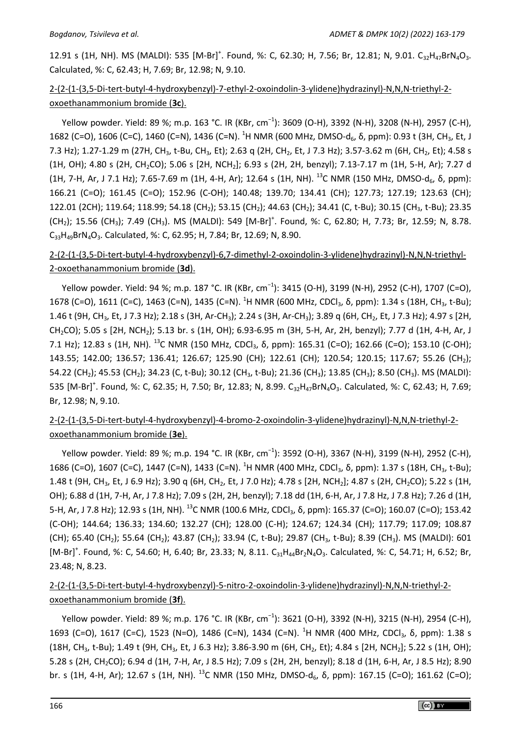12.91 s (1H, NH). MS (MALDI): 535 [M-Br]$^+$. Found, %: C, 62.30; H, 7.56; Br, 12.81; N, 9.01. $C_{32}H_{47}BrN_4O_3$. Calculated, %: C, 62.43; H, 7.69; Br, 12.98; N, 9.10.

2-(2-(1-(3,5-Di-tert-butyl-4-hydroxybenzyl)-7-ethyl-2-oxoindolin-3-ylidene)hydrazinyl)-N,N,N-triethyl-2-oxoethanammonium bromide (**3c**).

Yellow powder. Yield: 89 %; m.p. 163 °C. IR (KBr, cm$^{-1}$): 3609 (O-H), 3392 (N-H), 3208 (N-H), 2957 (C-H), 1682 (C=O), 1606 (C=C), 1460 (C=N), 1436 (C=N). $^1$H NMR (600 MHz, DMSO-d$_6$, δ, ppm): 0.93 t (3H, CH$_3$, Et, J 7.3 Hz); 1.27-1.29 m (27H, CH$_3$, t-Bu, CH$_3$, Et); 2.63 q (2H, CH$_2$, Et, J 7.3 Hz); 3.57-3.62 m (6H, CH$_2$, Et); 4.58 s (1H, OH); 4.80 s (2H, CH$_2$CO); 5.06 s [2H, NCH$_2$]; 6.93 s (2H, 2H, benzyl); 7.13-7.17 m (1H, 5-H, Ar); 7.27 d (1H, 7-H, Ar, J 7.1 Hz); 7.65-7.69 m (1H, 4-H, Ar); 12.64 s (1H, NH). $^{13}$C NMR (150 MHz, DMSO-d$_6$, δ, ppm): 166.21 (C=O); 161.45 (C=O); 152.96 (C-OH); 140.48; 139.70; 134.41 (CH); 127.73; 127.19; 123.63 (CH); 122.01 (2CH); 119.64; 118.99; 54.18 (CH$_2$); 53.15 (CH$_2$); 44.63 (CH$_2$); 34.41 (C, t-Bu); 30.15 (CH$_3$, t-Bu); 23.35 (CH$_2$); 15.56 (CH$_3$); 7.49 (CH$_3$). MS (MALDI): 549 [M-Br]$^+$. Found, %: C, 62.80, H, 7.73; Br, 12.59; N, 8.78. $C_{33}H_{49}BrN_4O_3$. Calculated, %: C, 62.95; H, 7.84; Br, 12.69; N, 8.90.

2-(2-(1-(3,5-Di-tert-butyl-4-hydroxybenzyl)-6,7-dimethyl-2-oxoindolin-3-ylidene)hydrazinyl)-N,N,N-triethyl-2-oxoethanammonium bromide (**3d**).

Yellow powder. Yield: 94 %; m.p. 187 °C. IR (KBr, cm$^{-1}$): 3415 (O-H), 3199 (N-H), 2952 (C-H), 1707 (C=O), 1678 (C=O), 1611 (C=C), 1463 (C=N), 1435 (C=N). $^1$H NMR (600 MHz, CDCl$_3$, δ, ppm): 1.34 s (18H, CH$_3$, t-Bu); 1.46 t (9H, CH$_3$, Et, J 7.3 Hz); 2.18 s (3H, Ar-CH$_3$); 2.24 s (3H, Ar-CH$_3$); 3.89 q (6H, CH$_2$, Et, J 7.3 Hz); 4.97 s [2H, CH$_2$CO); 5.05 s [2H, NCH$_2$); 5.13 br. s (1H, OH); 6.93-6.95 m (3H, 5-H, Ar, 2H, benzyl); 7.77 d (1H, 4-H, Ar, J 7.1 Hz); 12.83 s (1H, NH). $^{13}$C NMR (150 MHz, CDCl$_3$, δ, ppm): 165.31 (C=O); 162.66 (C=O); 153.10 (C-OH); 143.55; 142.00; 136.57; 136.41; 126.67; 125.90 (CH); 122.61 (CH); 120.54; 120.15; 117.67; 55.26 (CH$_2$); 54.22 (CH$_2$); 45.53 (CH$_2$); 34.23 (C, t-Bu); 30.12 (CH$_3$, t-Bu); 21.36 (CH$_3$); 13.85 (CH$_3$); 8.50 (CH$_3$). MS (MALDI): 535 [M-Br]$^+$. Found, %: C, 62.35; H, 7.50; Br, 12.83; N, 8.99. $C_{32}H_{47}BrN_4O_3$. Calculated, %: C, 62.43; H, 7.69; Br, 12.98; N, 9.10.

2-(2-(1-(3,5-Di-tert-butyl-4-hydroxybenzyl)-4-bromo-2-oxoindolin-3-ylidene)hydrazinyl)-N,N,N-triethyl-2-oxoethanammonium bromide (**3e**).

Yellow powder. Yield: 89 %; m.p. 194 °C. IR (KBr, cm$^{-1}$): 3592 (O-H), 3367 (N-H), 3199 (N-H), 2952 (C-H), 1686 (C=O), 1607 (C=C), 1447 (C=N), 1433 (C=N). $^1$H NMR (400 MHz, CDCl$_3$, δ, ppm): 1.37 s (18H, CH$_3$, t-Bu); 1.48 t (9H, CH$_3$, Et, J 6.9 Hz); 3.90 q (6H, CH$_2$, Et, J 7.0 Hz); 4.78 s [2H, NCH$_2$]; 4.87 s (2H, CH$_2$CO); 5.22 s (1H, OH); 6.88 d (1H, 7-H, Ar, J 7.8 Hz); 7.09 s (2H, 2H, benzyl); 7.18 dd (1H, 6-H, Ar, J 7.8 Hz, J 7.8 Hz); 7.26 d (1H, 5-H, Ar, J 7.8 Hz); 12.93 s (1H, NH). $^{13}$C NMR (100.6 MHz, CDCl$_3$, δ, ppm): 165.37 (C=O); 160.07 (C=O); 153.42 (C-OH); 144.64; 136.33; 134.60; 132.27 (CH); 128.00 (C-H); 124.67; 124.34 (CH); 117.79; 117.09; 108.87 (CH); 65.40 (CH$_2$); 55.64 (CH$_2$); 43.87 (CH$_2$); 33.94 (C, t-Bu); 29.87 (CH$_3$, t-Bu); 8.39 (CH$_3$). MS (MALDI): 601 [M-Br]$^+$. Found, %: C, 54.60; H, 6.40; Br, 23.33; N, 8.11. $C_{31}H_{44}Br_2N_4O_3$. Calculated, %: C, 54.71; H, 6.52; Br, 23.48; N, 8.23.

2-(2-(1-(3,5-Di-tert-butyl-4-hydroxybenzyl)-5-nitro-2-oxoindolin-3-ylidene)hydrazinyl)-N,N,N-triethyl-2-oxoethanammonium bromide (**3f**).

Yellow powder. Yield: 89 %; m.p. 176 °C. IR (KBr, cm$^{-1}$): 3621 (O-H), 3392 (N-H), 3215 (N-H), 2954 (C-H), 1693 (C=O), 1617 (C=C), 1523 (N=O), 1486 (C=N), 1434 (C=N). $^1$H NMR (400 MHz, CDCl$_3$, δ, ppm): 1.38 s (18H, CH$_3$, t-Bu); 1.49 t (9H, CH$_3$, Et, J 6.3 Hz); 3.86-3.90 m (6H, CH$_2$, Et); 4.84 s [2H, NCH$_2$]; 5.22 s (1H, OH); 5.28 s (2H, CH$_2$CO); 6.94 d (1H, 7-H, Ar, J 8.5 Hz); 7.09 s (2H, 2H, benzyl); 8.18 d (1H, 6-H, Ar, J 8.5 Hz); 8.90 br. s (1H, 4-H, Ar); 12.67 s (1H, NH). $^{13}$C NMR (150 MHz, DMSO-d$_6$, δ, ppm): 167.15 (C=O); 161.62 (C=O);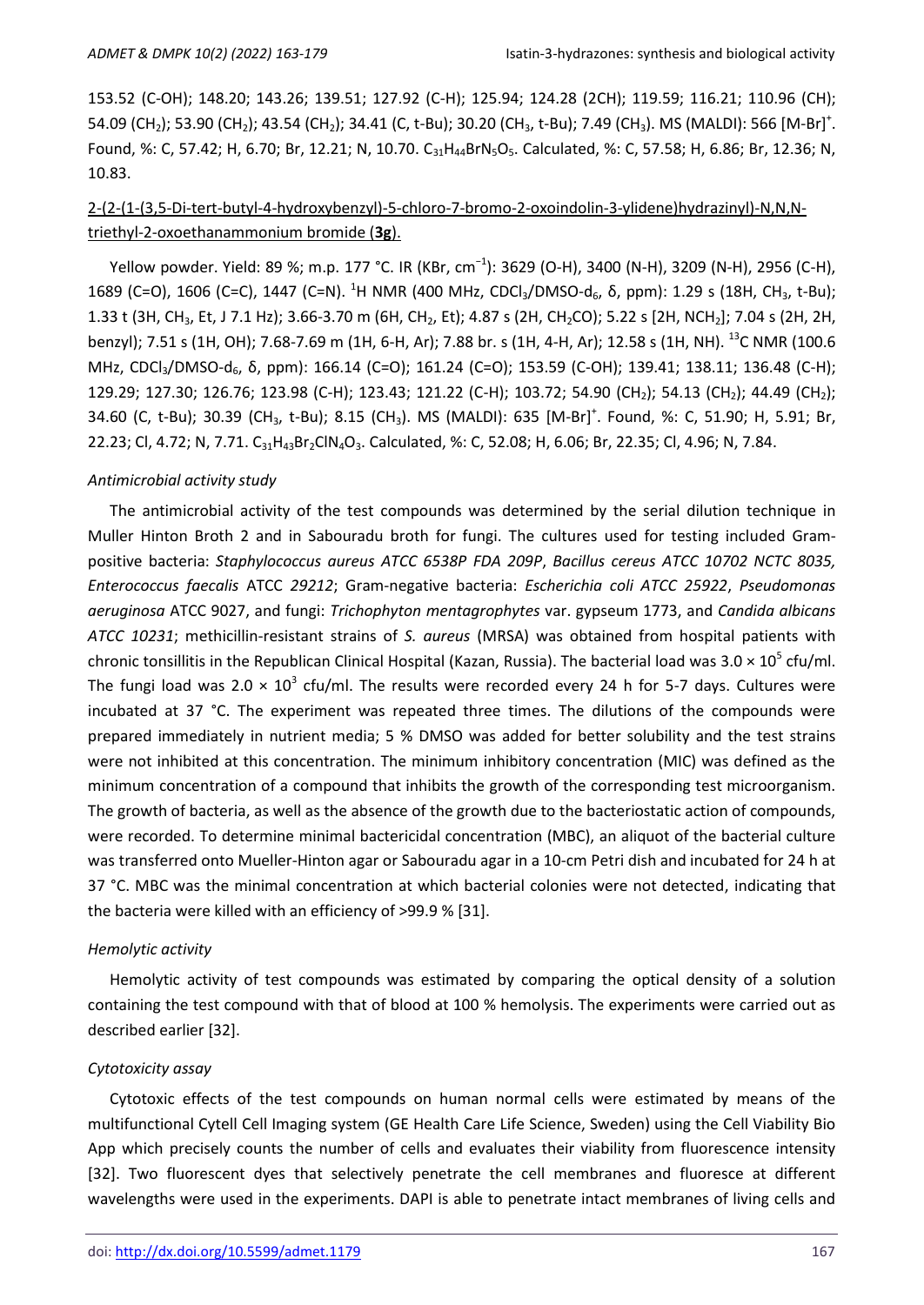153.52 (C-OH); 148.20; 143.26; 139.51; 127.92 (C-H); 125.94; 124.28 (2CH); 119.59; 116.21; 110.96 (CH); 54.09 ($CH_2$); 53.90 ($CH_2$); 43.54 ($CH_2$); 34.41 (C, t-Bu); 30.20 ($CH_3$, t-Bu); 7.49 ($CH_3$). MS (MALDI): 566 $[M-Br]^+$. Found, %: C, 57.42; H, 6.70; Br, 12.21; N, 10.70. $C_{31}H_{44}BrN_5O_5$. Calculated, %: C, 57.58; H, 6.86; Br, 12.36; N, 10.83.

2-(2-(1-(3,5-Di-tert-butyl-4-hydroxybenzyl)-5-chloro-7-bromo-2-oxoindolin-3-ylidene)hydrazinyl)-N,N,N-triethyl-2-oxoethanammonium bromide (**3g**).

Yellow powder. Yield: 89 %; m.p. 177 °C. IR (KBr, $cm^{-1}$): 3629 (O-H), 3400 (N-H), 3209 (N-H), 2956 (C-H), 1689 (C=O), 1606 (C=C), 1447 (C=N). $^1H$ NMR (400 MHz, $CDCl_3$/DMSO-$d_6$, δ, ppm): 1.29 s (18H, $CH_3$, t-Bu); 1.33 t (3H, $CH_3$, Et, J 7.1 Hz); 3.66-3.70 m (6H, $CH_2$, Et); 4.87 s (2H, $CH_2CO$); 5.22 s [2H, $NCH_2$]; 7.04 s (2H, 2H, benzyl); 7.51 s (1H, OH); 7.68-7.69 m (1H, 6-H, Ar); 7.88 br. s (1H, 4-H, Ar); 12.58 s (1H, NH). $^{13}C$ NMR (100.6 MHz, $CDCl_3$/DMSO-$d_6$, δ, ppm): 166.14 (C=O); 161.24 (C=O); 153.59 (C-OH); 139.41; 138.11; 136.48 (C-H); 129.29; 127.30; 126.76; 123.98 (C-H); 123.43; 121.22 (C-H); 103.72; 54.90 ($CH_2$); 54.13 ($CH_2$); 44.49 ($CH_2$); 34.60 (C, t-Bu); 30.39 ($CH_3$, t-Bu); 8.15 ($CH_3$). MS (MALDI): 635 $[M-Br]^+$. Found, %: C, 51.90; H, 5.91; Br, 22.23; Cl, 4.72; N, 7.71. $C_{31}H_{43}Br_2ClN_4O_3$. Calculated, %: C, 52.08; H, 6.06; Br, 22.35; Cl, 4.96; N, 7.84.

*Antimicrobial activity study*

The antimicrobial activity of the test compounds was determined by the serial dilution technique in Muller Hinton Broth 2 and in Sabouradu broth for fungi. The cultures used for testing included Gram-positive bacteria: *Staphylococcus aureus ATCC 6538P FDA 209P*, *Bacillus cereus ATCC 10702 NCTC 8035, Enterococcus faecalis* ATCC *29212*; Gram-negative bacteria: *Escherichia coli ATCC 25922*, *Pseudomonas aeruginosa* ATCC 9027, and fungi: *Trichophyton mentagrophytes* var. gypseum 1773, and *Candida albicans ATCC 10231*; methicillin-resistant strains of *S. aureus* (MRSA) was obtained from hospital patients with chronic tonsillitis in the Republican Clinical Hospital (Kazan, Russia). The bacterial load was $3.0 \times 10^5$ cfu/ml. The fungi load was $2.0 \times 10^3$ cfu/ml. The results were recorded every 24 h for 5-7 days. Cultures were incubated at 37 °C. The experiment was repeated three times. The dilutions of the compounds were prepared immediately in nutrient media; 5 % DMSO was added for better solubility and the test strains were not inhibited at this concentration. The minimum inhibitory concentration (MIC) was defined as the minimum concentration of a compound that inhibits the growth of the corresponding test microorganism. The growth of bacteria, as well as the absence of the growth due to the bacteriostatic action of compounds, were recorded. To determine minimal bactericidal concentration (MBC), an aliquot of the bacterial culture was transferred onto Mueller-Hinton agar or Sabouradu agar in a 10-cm Petri dish and incubated for 24 h at 37 °C. MBC was the minimal concentration at which bacterial colonies were not detected, indicating that the bacteria were killed with an efficiency of >99.9 % [31].

*Hemolytic activity*

Hemolytic activity of test compounds was estimated by comparing the optical density of a solution containing the test compound with that of blood at 100 % hemolysis. The experiments were carried out as described earlier [32].

*Cytotoxicity assay*

Cytotoxic effects of the test compounds on human normal cells were estimated by means of the multifunctional Cytell Cell Imaging system (GE Health Care Life Science, Sweden) using the Cell Viability Bio App which precisely counts the number of cells and evaluates their viability from fluorescence intensity [32]. Two fluorescent dyes that selectively penetrate the cell membranes and fluoresce at different wavelengths were used in the experiments. DAPI is able to penetrate intact membranes of living cells and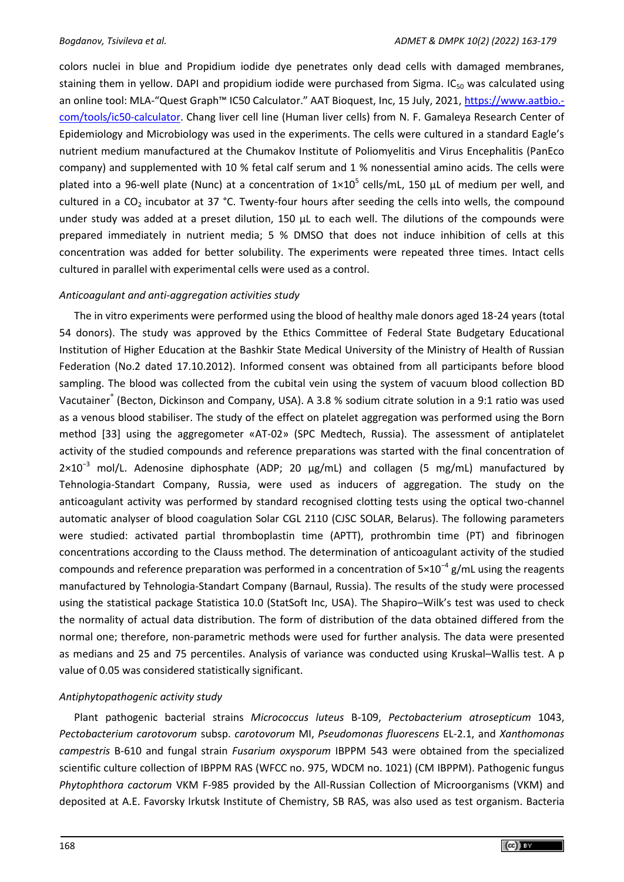colors nuclei in blue and Propidium iodide dye penetrates only dead cells with damaged membranes, staining them in yellow. DAPI and propidium iodide were purchased from Sigma. $IC_{50}$ was calculated using an online tool: MLA-"Quest Graph™ IC50 Calculator." AAT Bioquest, Inc, 15 July, 2021, https://www.aatbio.com/tools/ic50-calculator. Chang liver cell line (Human liver cells) from N. F. Gamaleya Research Center of Epidemiology and Microbiology was used in the experiments. The cells were cultured in a standard Eagle's nutrient medium manufactured at the Chumakov Institute of Poliomyelitis and Virus Encephalitis (PanEco company) and supplemented with 10 % fetal calf serum and 1 % nonessential amino acids. The cells were plated into a 96-well plate (Nunc) at a concentration of $1\times10^5$ cells/mL, 150 µL of medium per well, and cultured in a $CO_2$ incubator at 37 °C. Twenty-four hours after seeding the cells into wells, the compound under study was added at a preset dilution, 150 µL to each well. The dilutions of the compounds were prepared immediately in nutrient media; 5 % DMSO that does not induce inhibition of cells at this concentration was added for better solubility. The experiments were repeated three times. Intact cells cultured in parallel with experimental cells were used as a control.

*Anticoagulant and anti-aggregation activities study*

The in vitro experiments were performed using the blood of healthy male donors aged 18-24 years (total 54 donors). The study was approved by the Ethics Committee of Federal State Budgetary Educational Institution of Higher Education at the Bashkir State Medical University of the Ministry of Health of Russian Federation (No.2 dated 17.10.2012). Informed consent was obtained from all participants before blood sampling. The blood was collected from the cubital vein using the system of vacuum blood collection BD Vacutainer® (Becton, Dickinson and Company, USA). A 3.8 % sodium citrate solution in a 9:1 ratio was used as a venous blood stabiliser. The study of the effect on platelet aggregation was performed using the Born method [33] using the aggregometer «AT-02» (SPC Medtech, Russia). The assessment of antiplatelet activity of the studied compounds and reference preparations was started with the final concentration of $2\times10^{-3}$ mol/L. Adenosine diphosphate (ADP; 20 µg/mL) and collagen (5 mg/mL) manufactured by Tehnologia-Standart Company, Russia, were used as inducers of aggregation. The study on the anticoagulant activity was performed by standard recognised clotting tests using the optical two-channel automatic analyser of blood coagulation Solar CGL 2110 (CJSC SOLAR, Belarus). The following parameters were studied: activated partial thromboplastin time (APTT), prothrombin time (PT) and fibrinogen concentrations according to the Clauss method. The determination of anticoagulant activity of the studied compounds and reference preparation was performed in a concentration of $5\times10^{-4}$ g/mL using the reagents manufactured by Tehnologia-Standart Company (Barnaul, Russia). The results of the study were processed using the statistical package Statistica 10.0 (StatSoft Inc, USA). The Shapiro–Wilk's test was used to check the normality of actual data distribution. The form of distribution of the data obtained differed from the normal one; therefore, non-parametric methods were used for further analysis. The data were presented as medians and 25 and 75 percentiles. Analysis of variance was conducted using Kruskal–Wallis test. A p value of 0.05 was considered statistically significant.

*Antiphytopathogenic activity study*

Plant pathogenic bacterial strains *Micrococcus luteus* B-109, *Pectobacterium atrosepticum* 1043, *Pectobacterium carotovorum* subsp. *carotovorum* MI, *Pseudomonas fluorescens* EL-2.1, and *Xanthomonas campestris* B-610 and fungal strain *Fusarium oxysporum* IBPPM 543 were obtained from the specialized scientific culture collection of IBPPM RAS (WFCC no. 975, WDCM no. 1021) (CM IBPPM). Pathogenic fungus *Phytophthora cactorum* VKM F-985 provided by the All-Russian Collection of Microorganisms (VKM) and deposited at A.E. Favorsky Irkutsk Institute of Chemistry, SB RAS, was also used as test organism. Bacteria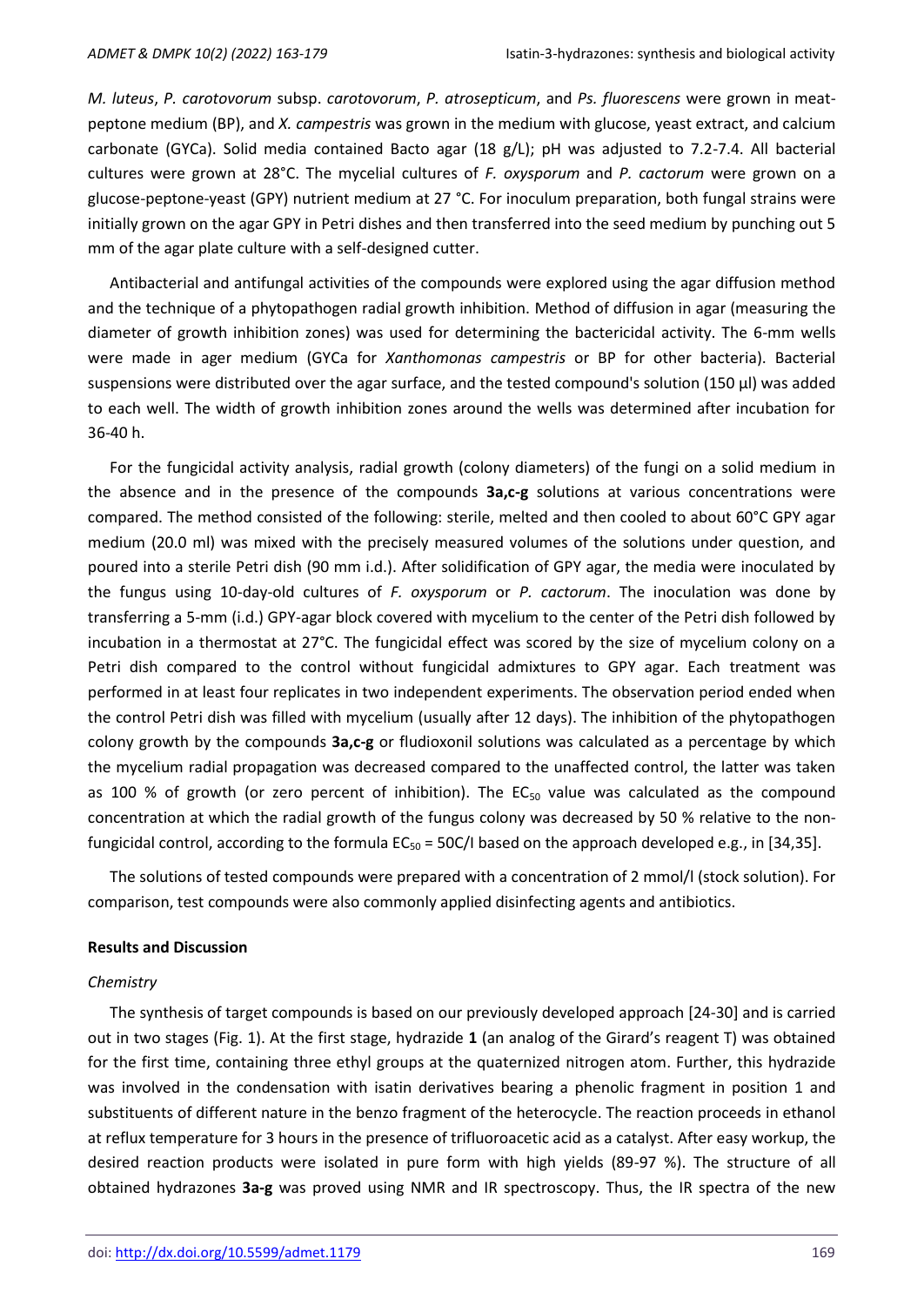*M. luteus*, *P. carotovorum* subsp. *carotovorum*, *P. atrosepticum*, and *Ps. fluorescens* were grown in meat-peptone medium (BP), and *X. campestris* was grown in the medium with glucose, yeast extract, and calcium carbonate (GYCa). Solid media contained Bacto agar (18 g/L); pH was adjusted to 7.2-7.4. All bacterial cultures were grown at 28°C. The mycelial cultures of *F. oxysporum* and *P. cactorum* were grown on a glucose-peptone-yeast (GPY) nutrient medium at 27 °C. For inoculum preparation, both fungal strains were initially grown on the agar GPY in Petri dishes and then transferred into the seed medium by punching out 5 mm of the agar plate culture with a self-designed cutter.

Antibacterial and antifungal activities of the compounds were explored using the agar diffusion method and the technique of a phytopathogen radial growth inhibition. Method of diffusion in agar (measuring the diameter of growth inhibition zones) was used for determining the bactericidal activity. The 6-mm wells were made in ager medium (GYCa for *Xanthomonas campestris* or BP for other bacteria). Bacterial suspensions were distributed over the agar surface, and the tested compound's solution (150 µl) was added to each well. The width of growth inhibition zones around the wells was determined after incubation for 36-40 h.

For the fungicidal activity analysis, radial growth (colony diameters) of the fungi on a solid medium in the absence and in the presence of the compounds **3a,c-g** solutions at various concentrations were compared. The method consisted of the following: sterile, melted and then cooled to about 60°C GPY agar medium (20.0 ml) was mixed with the precisely measured volumes of the solutions under question, and poured into a sterile Petri dish (90 mm i.d.). After solidification of GPY agar, the media were inoculated by the fungus using 10-day-old cultures of *F. oxysporum* or *P. cactorum*. The inoculation was done by transferring a 5-mm (i.d.) GPY-agar block covered with mycelium to the center of the Petri dish followed by incubation in a thermostat at 27°C. The fungicidal effect was scored by the size of mycelium colony on a Petri dish compared to the control without fungicidal admixtures to GPY agar. Each treatment was performed in at least four replicates in two independent experiments. The observation period ended when the control Petri dish was filled with mycelium (usually after 12 days). The inhibition of the phytopathogen colony growth by the compounds **3a,c-g** or fludioxonil solutions was calculated as a percentage by which the mycelium radial propagation was decreased compared to the unaffected control, the latter was taken as 100 % of growth (or zero percent of inhibition). The $EC_{50}$ value was calculated as the compound concentration at which the radial growth of the fungus colony was decreased by 50 % relative to the non-fungicidal control, according to the formula $EC_{50} = 50C/I$ based on the approach developed e.g., in [34,35].

The solutions of tested compounds were prepared with a concentration of 2 mmol/l (stock solution). For comparison, test compounds were also commonly applied disinfecting agents and antibiotics.

## Results and Discussion

### *Chemistry*

The synthesis of target compounds is based on our previously developed approach [24-30] and is carried out in two stages (Fig. 1). At the first stage, hydrazide **1** (an analog of the Girard's reagent T) was obtained for the first time, containing three ethyl groups at the quaternized nitrogen atom. Further, this hydrazide was involved in the condensation with isatin derivatives bearing a phenolic fragment in position 1 and substituents of different nature in the benzo fragment of the heterocycle. The reaction proceeds in ethanol at reflux temperature for 3 hours in the presence of trifluoroacetic acid as a catalyst. After easy workup, the desired reaction products were isolated in pure form with high yields (89-97 %). The structure of all obtained hydrazones **3a-g** was proved using NMR and IR spectroscopy. Thus, the IR spectra of the new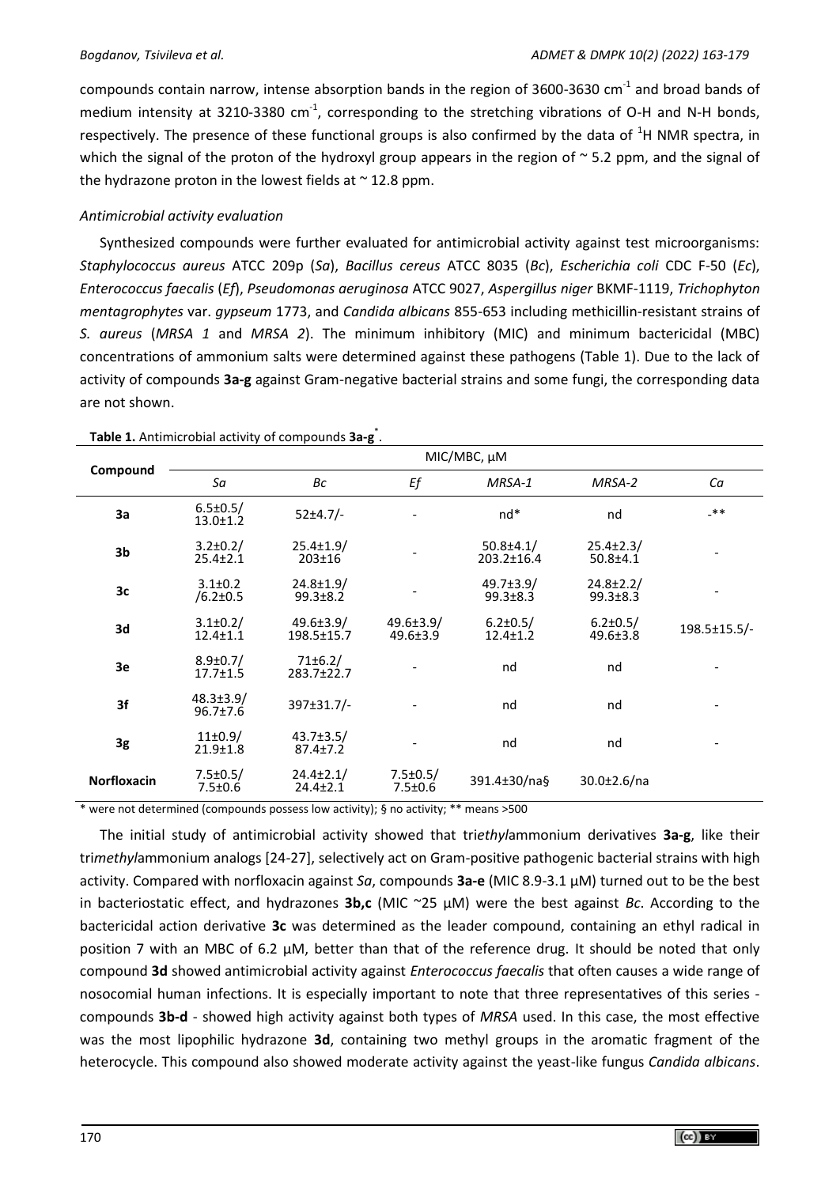compounds contain narrow, intense absorption bands in the region of 3600-3630 cm$^{-1}$ and broad bands of medium intensity at 3210-3380 cm$^{-1}$, corresponding to the stretching vibrations of O-H and N-H bonds, respectively. The presence of these functional groups is also confirmed by the data of $^1$H NMR spectra, in which the signal of the proton of the hydroxyl group appears in the region of ~ 5.2 ppm, and the signal of the hydrazone proton in the lowest fields at ~ 12.8 ppm.

### *Antimicrobial activity evaluation*

Synthesized compounds were further evaluated for antimicrobial activity against test microorganisms: *Staphylococcus aureus* ATCC 209p (*Sa*), *Bacillus cereus* ATCC 8035 (*Bc*), *Escherichia coli* CDC F-50 (*Ec*), *Enterococcus faecalis* (*Ef*), *Pseudomonas aeruginosa* ATCC 9027, *Aspergillus niger* BKMF-1119, *Trichophyton mentagrophytes* var. *gypseum* 1773, and *Candida albicans* 855-653 including methicillin-resistant strains of *S. aureus* (*MRSA 1* and *MRSA 2*). The minimum inhibitory (MIC) and minimum bactericidal (MBC) concentrations of ammonium salts were determined against these pathogens (Table 1). Due to the lack of activity of compounds **3a-g** against Gram-negative bacterial strains and some fungi, the corresponding data are not shown.

**Table 1.** Antimicrobial activity of compounds **3a-g**[*].

| Compound | MIC/MBC, μM | | | | | |
|---|---|---|---|---|---|---|
| | *Sa* | *Bc* | *Ef* | *MRSA-1* | *MRSA-2* | *Ca* |
| **3a** | 6.5±0.5/ 13.0±1.2 | 52±4.7/- | - | nd* | nd | -** |
| **3b** | 3.2±0.2/ 25.4±2.1 | 25.4±1.9/ 203±16 | - | 50.8±4.1/ 203.2±16.4 | 25.4±2.3/ 50.8±4.1 | - |
| **3c** | 3.1±0.2 /6.2±0.5 | 24.8±1.9/ 99.3±8.2 | - | 49.7±3.9/ 99.3±8.3 | 24.8±2.2/ 99.3±8.3 | - |
| **3d** | 3.1±0.2/ 12.4±1.1 | 49.6±3.9/ 198.5±15.7 | 49.6±3.9/ 49.6±3.9 | 6.2±0.5/ 12.4±1.2 | 6.2±0.5/ 49.6±3.8 | 198.5±15.5/- |
| **3e** | 8.9±0.7/ 17.7±1.5 | 71±6.2/ 283.7±22.7 | - | nd | nd | - |
| **3f** | 48.3±3.9/ 96.7±7.6 | 397±31.7/- | - | nd | nd | - |
| **3g** | 11±0.9/ 21.9±1.8 | 43.7±3.5/ 87.4±7.2 | - | nd | nd | - |
| **Norfloxacin** | 7.5±0.5/ 7.5±0.6 | 24.4±2.1/ 24.4±2.1 | 7.5±0.5/ 7.5±0.6 | 391.4±30/na§ | 30.0±2.6/na | |

\* were not determined (compounds possess low activity); § no activity; ** means >500

The initial study of antimicrobial activity showed that tri*ethyl*ammonium derivatives **3a-g**, like their tri*methyl*ammonium analogs [24-27], selectively act on Gram-positive pathogenic bacterial strains with high activity. Compared with norfloxacin against *Sa*, compounds **3a-e** (MIC 8.9-3.1 μM) turned out to be the best in bacteriostatic effect, and hydrazones **3b,c** (MIC ~25 μM) were the best against *Bc*. According to the bactericidal action derivative **3c** was determined as the leader compound, containing an ethyl radical in position 7 with an MBC of 6.2 μM, better than that of the reference drug. It should be noted that only compound **3d** showed antimicrobial activity against *Enterococcus faecalis* that often causes a wide range of nosocomial human infections. It is especially important to note that three representatives of this series - compounds **3b-d** - showed high activity against both types of *MRSA* used. In this case, the most effective was the most lipophilic hydrazone **3d**, containing two methyl groups in the aromatic fragment of the heterocycle. This compound also showed moderate activity against the yeast-like fungus *Candida albicans*.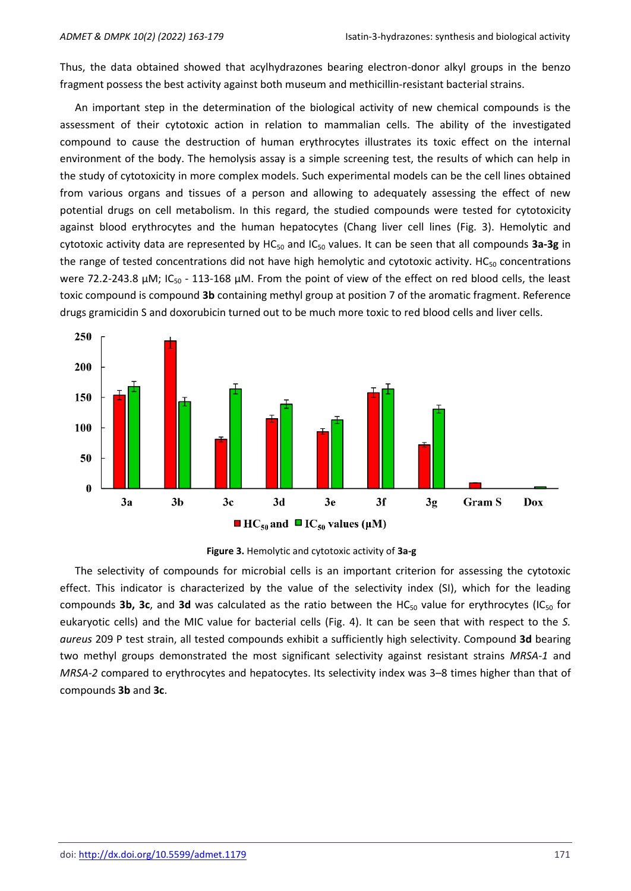Thus, the data obtained showed that acylhydrazones bearing electron-donor alkyl groups in the benzo fragment possess the best activity against both museum and methicillin-resistant bacterial strains.

An important step in the determination of the biological activity of new chemical compounds is the assessment of their cytotoxic action in relation to mammalian cells. The ability of the investigated compound to cause the destruction of human erythrocytes illustrates its toxic effect on the internal environment of the body. The hemolysis assay is a simple screening test, the results of which can help in the study of cytotoxicity in more complex models. Such experimental models can be the cell lines obtained from various organs and tissues of a person and allowing to adequately assessing the effect of new potential drugs on cell metabolism. In this regard, the studied compounds were tested for cytotoxicity against blood erythrocytes and the human hepatocytes (Chang liver cell lines (Fig. 3). Hemolytic and cytotoxic activity data are represented by $HC_{50}$ and $IC_{50}$ values. It can be seen that all compounds **3a-3g** in the range of tested concentrations did not have high hemolytic and cytotoxic activity. $HC_{50}$ concentrations were 72.2-243.8 µM; $IC_{50}$ - 113-168 µM. From the point of view of the effect on red blood cells, the least toxic compound is compound **3b** containing methyl group at position 7 of the aromatic fragment. Reference drugs gramicidin S and doxorubicin turned out to be much more toxic to red blood cells and liver cells.

**Figure 3.** Hemolytic and cytotoxic activity of **3a-g**

The selectivity of compounds for microbial cells is an important criterion for assessing the cytotoxic effect. This indicator is characterized by the value of the selectivity index (SI), which for the leading compounds **3b, 3c**, and **3d** was calculated as the ratio between the $HC_{50}$ value for erythrocytes ($IC_{50}$ for eukaryotic cells) and the MIC value for bacterial cells (Fig. 4). It can be seen that with respect to the *S. aureus* 209 P test strain, all tested compounds exhibit a sufficiently high selectivity. Compound **3d** bearing two methyl groups demonstrated the most significant selectivity against resistant strains *MRSA-1* and *MRSA-2* compared to erythrocytes and hepatocytes. Its selectivity index was 3–8 times higher than that of compounds **3b** and **3c**.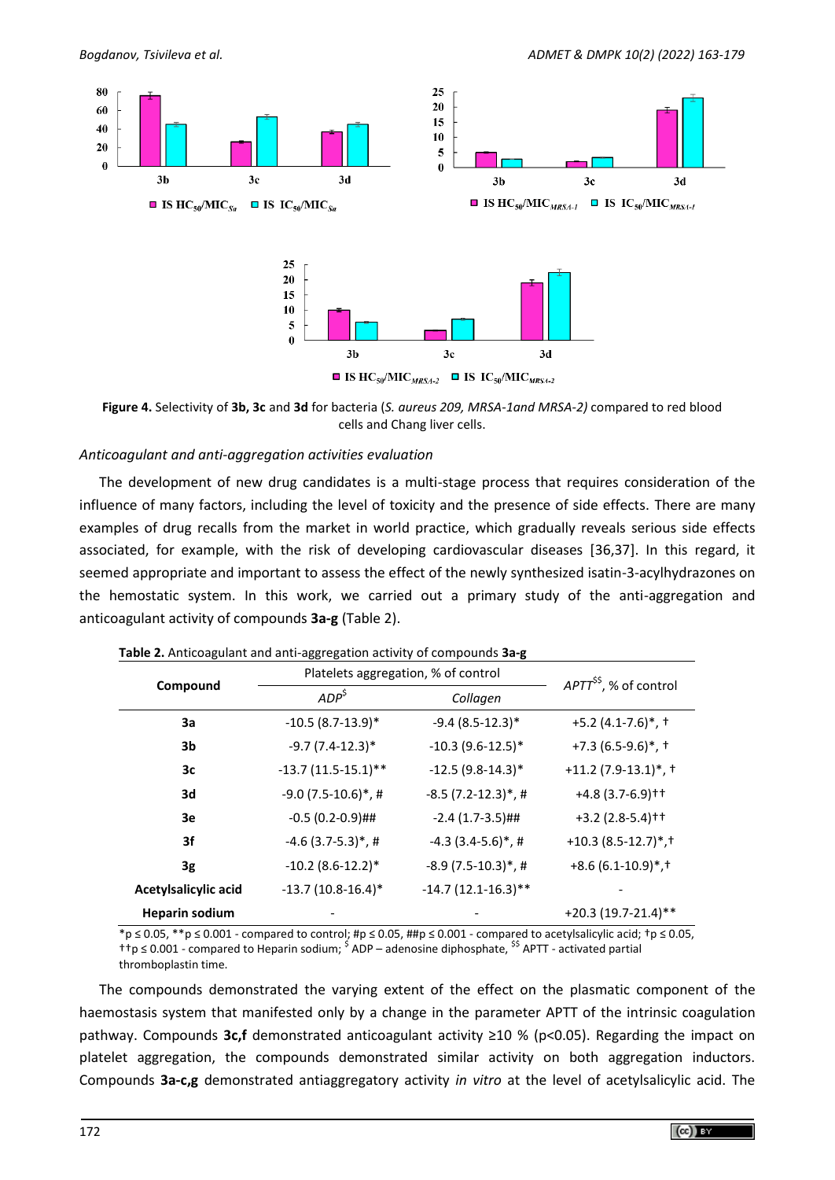**Figure 4.** Selectivity of **3b, 3c** and **3d** for bacteria (*S. aureus 209, MRSA-1and MRSA-2)* compared to red blood cells and Chang liver cells.

### *Anticoagulant and anti-aggregation activities evaluation*

The development of new drug candidates is a multi-stage process that requires consideration of the influence of many factors, including the level of toxicity and the presence of side effects. There are many examples of drug recalls from the market in world practice, which gradually reveals serious side effects associated, for example, with the risk of developing cardiovascular diseases [36,37]. In this regard, it seemed appropriate and important to assess the effect of the newly synthesized isatin-3-acylhydrazones on the hemostatic system. In this work, we carried out a primary study of the anti-aggregation and anticoagulant activity of compounds **3a-g** (Table 2).

**Table 2.** Anticoagulant and anti-aggregation activity of compounds **3a-g**

| Compound | Platelets aggregation, % of control | | $APTT^{\$\$}$, % of control |
|---|---|---|---|
| | $ADP^{\$}$ | *Collagen* | |
| **3a** | -10.5 (8.7-13.9)* | -9.4 (8.5-12.3)* | +5.2 (4.1-7.6)*, † |
| **3b** | -9.7 (7.4-12.3)* | -10.3 (9.6-12.5)* | +7.3 (6.5-9.6)*, † |
| **3c** | -13.7 (11.5-15.1)** | -12.5 (9.8-14.3)* | +11.2 (7.9-13.1)*, † |
| **3d** | -9.0 (7.5-10.6)*, # | -8.5 (7.2-12.3)*, # | +4.8 (3.7-6.9)†† |
| **3e** | -0.5 (0.2-0.9)## | -2.4 (1.7-3.5)## | +3.2 (2.8-5.4)†† |
| **3f** | -4.6 (3.7-5.3)*, # | -4.3 (3.4-5.6)*, # | +10.3 (8.5-12.7)*,† |
| **3g** | -10.2 (8.6-12.2)* | -8.9 (7.5-10.3)*, # | +8.6 (6.1-10.9)*,† |
| **Acetylsalicylic acid** | -13.7 (10.8-16.4)* | -14.7 (12.1-16.3)** | - |
| **Heparin sodium** | - | - | +20.3 (19.7-21.4)** |

*p ≤ 0.05, **p ≤ 0.001 - compared to control; #p ≤ 0.05, ##p ≤ 0.001 - compared to acetylsalicylic acid; †p ≤ 0.05, ††p ≤ 0.001 - compared to Heparin sodium; $ ADP – adenosine diphosphate, $$ APTT - activated partial thromboplastin time.

The compounds demonstrated the varying extent of the effect on the plasmatic component of the haemostasis system that manifested only by a change in the parameter APTT of the intrinsic coagulation pathway. Compounds **3c,f** demonstrated anticoagulant activity ≥10 % ($p<0.05$). Regarding the impact on platelet aggregation, the compounds demonstrated similar activity on both aggregation inductors. Compounds **3a-c,g** demonstrated antiaggregatory activity *in vitro* at the level of acetylsalicylic acid. The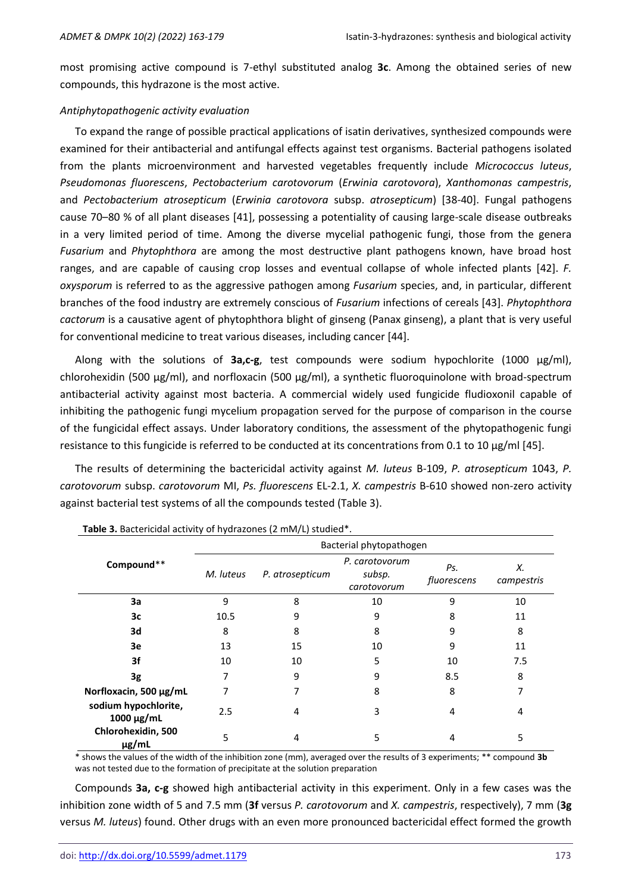most promising active compound is 7-ethyl substituted analog **3c**. Among the obtained series of new compounds, this hydrazone is the most active.

*Antiphytopathogenic activity evaluation*

To expand the range of possible practical applications of isatin derivatives, synthesized compounds were examined for their antibacterial and antifungal effects against test organisms. Bacterial pathogens isolated from the plants microenvironment and harvested vegetables frequently include *Micrococcus luteus*, *Pseudomonas fluorescens*, *Pectobacterium carotovorum* (*Erwinia carotovora*), *Xanthomonas campestris*, and *Pectobacterium atrosepticum* (*Erwinia carotovora* subsp. *atrosepticum*) [38-40]. Fungal pathogens cause 70–80 % of all plant diseases [41], possessing a potentiality of causing large-scale disease outbreaks in a very limited period of time. Among the diverse mycelial pathogenic fungi, those from the genera *Fusarium* and *Phytophthora* are among the most destructive plant pathogens known, have broad host ranges, and are capable of causing crop losses and eventual collapse of whole infected plants [42]. *F. oxysporum* is referred to as the aggressive pathogen among *Fusarium* species, and, in particular, different branches of the food industry are extremely conscious of *Fusarium* infections of cereals [43]. *Phytophthora cactorum* is a causative agent of phytophthora blight of ginseng (Panax ginseng), a plant that is very useful for conventional medicine to treat various diseases, including cancer [44].

Along with the solutions of **3a,c-g**, test compounds were sodium hypochlorite (1000 μg/ml), chlorohexidin (500 μg/ml), and norfloxacin (500 μg/ml), a synthetic fluoroquinolone with broad-spectrum antibacterial activity against most bacteria. A commercial widely used fungicide fludioxonil capable of inhibiting the pathogenic fungi mycelium propagation served for the purpose of comparison in the course of the fungicidal effect assays. Under laboratory conditions, the assessment of the phytopathogenic fungi resistance to this fungicide is referred to be conducted at its concentrations from 0.1 to 10 μg/ml [45].

The results of determining the bactericidal activity against *M. luteus* B-109, *P. atrosepticum* 1043, *P. carotovorum* subsp. *carotovorum* MI, *Ps. fluorescens* EL-2.1, *X. campestris* B-610 showed non-zero activity against bacterial test systems of all the compounds tested (Table 3).

**Table 3.** Bactericidal activity of hydrazones (2 mM/L) studied*.

| Compound** | Bacterial phytopathogen | | | | |
|---|---|---|---|---|---|
| | *M. luteus* | *P. atrosepticum* | *P. carotovorum* subsp. *carotovorum* | *Ps. fluorescens* | *X. campestris* |
| **3a** | 9 | 8 | 10 | 9 | 10 |
| **3c** | 10.5 | 9 | 9 | 8 | 11 |
| **3d** | 8 | 8 | 8 | 9 | 8 |
| **3e** | 13 | 15 | 10 | 9 | 11 |
| **3f** | 10 | 10 | 5 | 10 | 7.5 |
| **3g** | 7 | 9 | 9 | 8.5 | 8 |
| **Norfloxacin, 500 μg/mL** | 7 | 7 | 8 | 8 | 7 |
| **sodium hypochlorite, 1000 μg/mL** | 2.5 | 4 | 3 | 4 | 4 |
| **Chlorohexidin, 500 μg/mL** | 5 | 4 | 5 | 4 | 5 |

\* shows the values of the width of the inhibition zone (mm), averaged over the results of 3 experiments; ** compound **3b** was not tested due to the formation of precipitate at the solution preparation

Compounds **3a, c-g** showed high antibacterial activity in this experiment. Only in a few cases was the inhibition zone width of 5 and 7.5 mm (**3f** versus *P. carotovorum* and *X. campestris*, respectively), 7 mm (**3g** versus *M. luteus*) found. Other drugs with an even more pronounced bactericidal effect formed the growth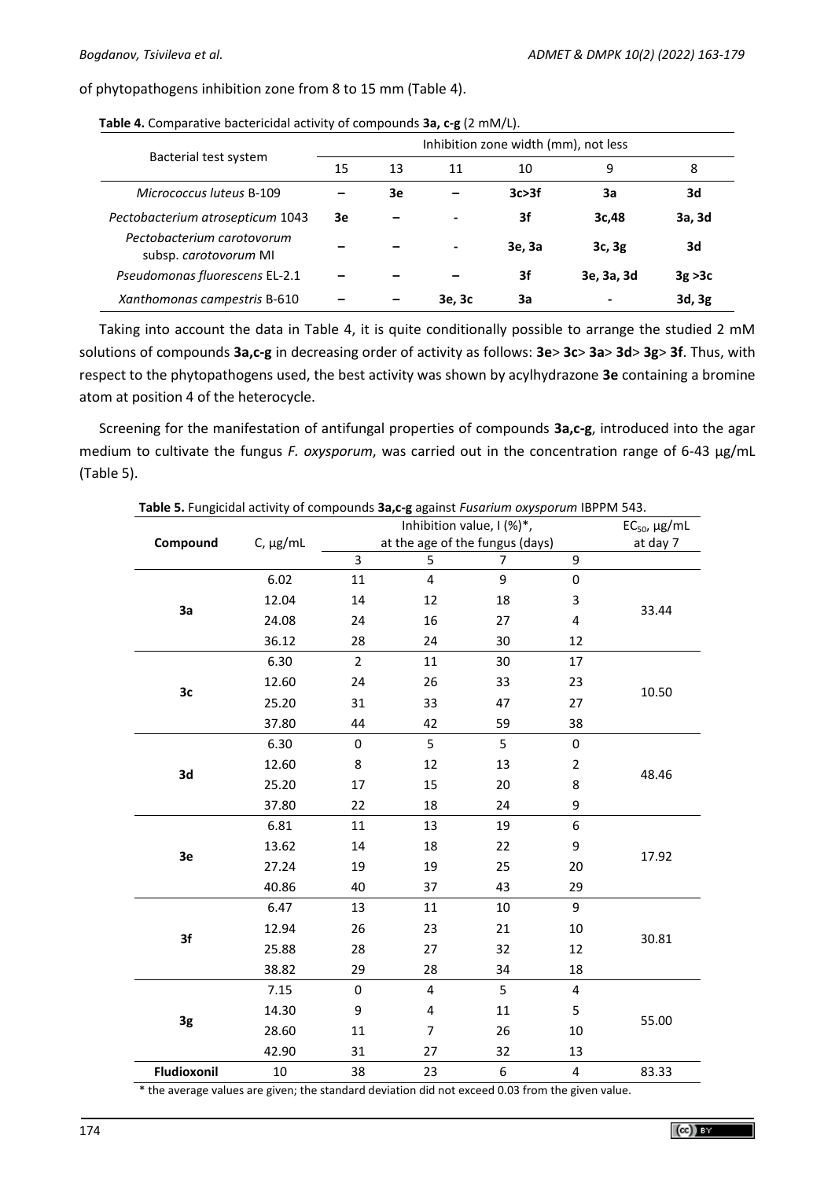of phytopathogens inhibition zone from 8 to 15 mm (Table 4).

**Table 4.** Comparative bactericidal activity of compounds **3a, c-g** (2 mM/L).

| Bacterial test system | Inhibition zone width (mm), not less | | | | | |
|---|---|---|---|---|---|---|
| | 15 | 13 | 11 | 10 | 9 | 8 |
| *Micrococcus luteus* B-109 | – | **3e** | – | **3c>3f** | **3a** | **3d** |
| *Pectobacterium atrosepticum* 1043 | **3e** | – | - | **3f** | **3c,48** | **3a, 3d** |
| *Pectobacterium carotovorum* subsp. *carotovorum* MI | – | – | - | **3e, 3a** | **3c, 3g** | **3d** |
| *Pseudomonas fluorescens* EL-2.1 | – | – | – | **3f** | **3e, 3a, 3d** | **3g >3c** |
| *Xanthomonas campestris* B-610 | – | – | **3e, 3c** | **3a** | - | **3d, 3g** |

Taking into account the data in Table 4, it is quite conditionally possible to arrange the studied 2 mM solutions of compounds **3a,c-g** in decreasing order of activity as follows: **3e**> **3c**> **3a**> **3d**> **3g**> **3f**. Thus, with respect to the phytopathogens used, the best activity was shown by acylhydrazone **3e** containing a bromine atom at position 4 of the heterocycle.

Screening for the manifestation of antifungal properties of compounds **3a,c-g**, introduced into the agar medium to cultivate the fungus *F. oxysporum*, was carried out in the concentration range of 6-43 μg/mL (Table 5).

**Table 5.** Fungicidal activity of compounds **3a,c-g** against *Fusarium oxysporum* IBPPM 543.

| Compound | C, μg/mL | Inhibition value, I (%)*, at the age of the fungus (days) | | | | $EC_{50}$, μg/mL at day 7 |
|---|---|---|---|---|---|---|
| | | 3 | 5 | 7 | 9 | |
| **3a** | 6.02 | 11 | 4 | 9 | 0 | 33.44 |
| | 12.04 | 14 | 12 | 18 | 3 | |
| | 24.08 | 24 | 16 | 27 | 4 | |
| | 36.12 | 28 | 24 | 30 | 12 | |
| **3c** | 6.30 | 2 | 11 | 30 | 17 | 10.50 |
| | 12.60 | 24 | 26 | 33 | 23 | |
| | 25.20 | 31 | 33 | 47 | 27 | |
| | 37.80 | 44 | 42 | 59 | 38 | |
| **3d** | 6.30 | 0 | 5 | 5 | 0 | 48.46 |
| | 12.60 | 8 | 12 | 13 | 2 | |
| | 25.20 | 17 | 15 | 20 | 8 | |
| | 37.80 | 22 | 18 | 24 | 9 | |
| **3e** | 6.81 | 11 | 13 | 19 | 6 | 17.92 |
| | 13.62 | 14 | 18 | 22 | 9 | |
| | 27.24 | 19 | 19 | 25 | 20 | |
| | 40.86 | 40 | 37 | 43 | 29 | |
| **3f** | 6.47 | 13 | 11 | 10 | 9 | 30.81 |
| | 12.94 | 26 | 23 | 21 | 10 | |
| | 25.88 | 28 | 27 | 32 | 12 | |
| | 38.82 | 29 | 28 | 34 | 18 | |
| **3g** | 7.15 | 0 | 4 | 5 | 4 | 55.00 |
| | 14.30 | 9 | 4 | 11 | 5 | |
| | 28.60 | 11 | 7 | 26 | 10 | |
| | 42.90 | 31 | 27 | 32 | 13 | |
| **Fludioxonil** | 10 | 38 | 23 | 6 | 4 | 83.33 |

\* the average values are given; the standard deviation did not exceed 0.03 from the given value.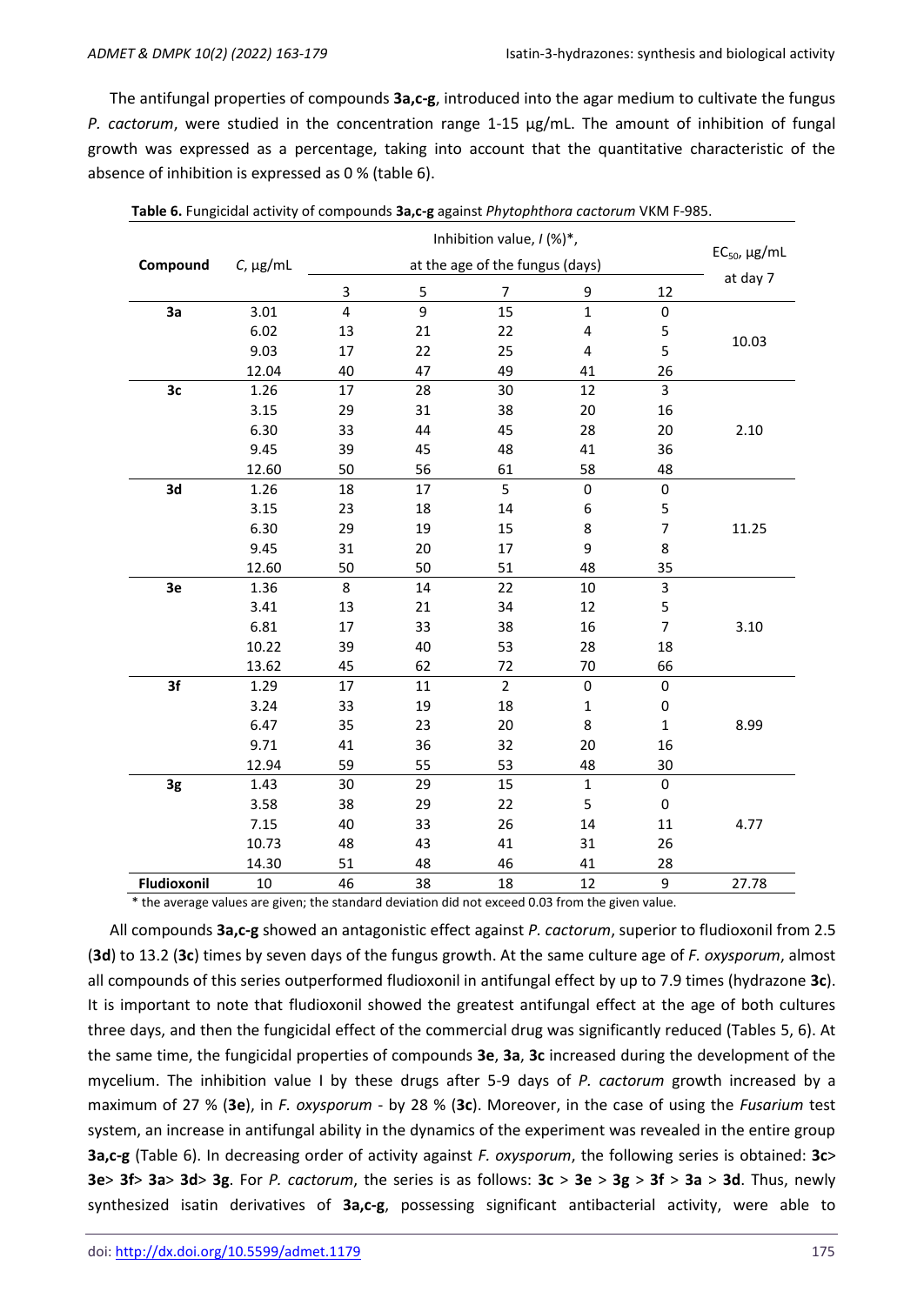The antifungal properties of compounds **3a,c-g**, introduced into the agar medium to cultivate the fungus *P. cactorum*, were studied in the concentration range 1-15 μg/mL. The amount of inhibition of fungal growth was expressed as a percentage, taking into account that the quantitative characteristic of the absence of inhibition is expressed as 0 % (table 6).

**Table 6.** Fungicidal activity of compounds **3a,c-g** against *Phytophthora cactorum* VKM F-985.

| Compound | $C$, μg/mL | Inhibition value, $I$ (%)*, at the age of the fungus (days) | | | | | $EC_{50}$, μg/mL at day 7 |
|---|---|---|---|---|---|---|---|
| | | 3 | 5 | 7 | 9 | 12 | |
| **3a** | 3.01 | 4 | 9 | 15 | 1 | 0 | 10.03 |
| | 6.02 | 13 | 21 | 22 | 4 | 5 | |
| | 9.03 | 17 | 22 | 25 | 4 | 5 | |
| | 12.04 | 40 | 47 | 49 | 41 | 26 | |
| **3c** | 1.26 | 17 | 28 | 30 | 12 | 3 | 2.10 |
| | 3.15 | 29 | 31 | 38 | 20 | 16 | |
| | 6.30 | 33 | 44 | 45 | 28 | 20 | |
| | 9.45 | 39 | 45 | 48 | 41 | 36 | |
| | 12.60 | 50 | 56 | 61 | 58 | 48 | |
| **3d** | 1.26 | 18 | 17 | 5 | 0 | 0 | 11.25 |
| | 3.15 | 23 | 18 | 14 | 6 | 5 | |
| | 6.30 | 29 | 19 | 15 | 8 | 7 | |
| | 9.45 | 31 | 20 | 17 | 9 | 8 | |
| | 12.60 | 50 | 50 | 51 | 48 | 35 | |
| **3e** | 1.36 | 8 | 14 | 22 | 10 | 3 | 3.10 |
| | 3.41 | 13 | 21 | 34 | 12 | 5 | |
| | 6.81 | 17 | 33 | 38 | 16 | 7 | |
| | 10.22 | 39 | 40 | 53 | 28 | 18 | |
| | 13.62 | 45 | 62 | 72 | 70 | 66 | |
| **3f** | 1.29 | 17 | 11 | 2 | 0 | 0 | 8.99 |
| | 3.24 | 33 | 19 | 18 | 1 | 0 | |
| | 6.47 | 35 | 23 | 20 | 8 | 1 | |
| | 9.71 | 41 | 36 | 32 | 20 | 16 | |
| | 12.94 | 59 | 55 | 53 | 48 | 30 | |
| **3g** | 1.43 | 30 | 29 | 15 | 1 | 0 | 4.77 |
| | 3.58 | 38 | 29 | 22 | 5 | 0 | |
| | 7.15 | 40 | 33 | 26 | 14 | 11 | |
| | 10.73 | 48 | 43 | 41 | 31 | 26 | |
| | 14.30 | 51 | 48 | 46 | 41 | 28 | |
| **Fludioxonil** | 10 | 46 | 38 | 18 | 12 | 9 | 27.78 |

\* the average values are given; the standard deviation did not exceed 0.03 from the given value.

All compounds **3a,c-g** showed an antagonistic effect against *P. cactorum*, superior to fludioxonil from 2.5 (**3d**) to 13.2 (**3c**) times by seven days of the fungus growth. At the same culture age of *F. oxysporum*, almost all compounds of this series outperformed fludioxonil in antifungal effect by up to 7.9 times (hydrazone **3c**). It is important to note that fludioxonil showed the greatest antifungal effect at the age of both cultures three days, and then the fungicidal effect of the commercial drug was significantly reduced (Tables 5, 6). At the same time, the fungicidal properties of compounds **3e**, **3a**, **3c** increased during the development of the mycelium. The inhibition value I by these drugs after 5-9 days of *P. cactorum* growth increased by a maximum of 27 % (**3e**), in *F. oxysporum* - by 28 % (**3c**). Moreover, in the case of using the *Fusarium* test system, an increase in antifungal ability in the dynamics of the experiment was revealed in the entire group **3a,c-g** (Table 6). In decreasing order of activity against *F. oxysporum*, the following series is obtained: **3c**> **3e**> **3f**> **3a**> **3d**> **3g**. For *P. cactorum*, the series is as follows: **3c** > **3e** > **3g** > **3f** > **3a** > **3d**. Thus, newly synthesized isatin derivatives of **3a,c-g**, possessing significant antibacterial activity, were able to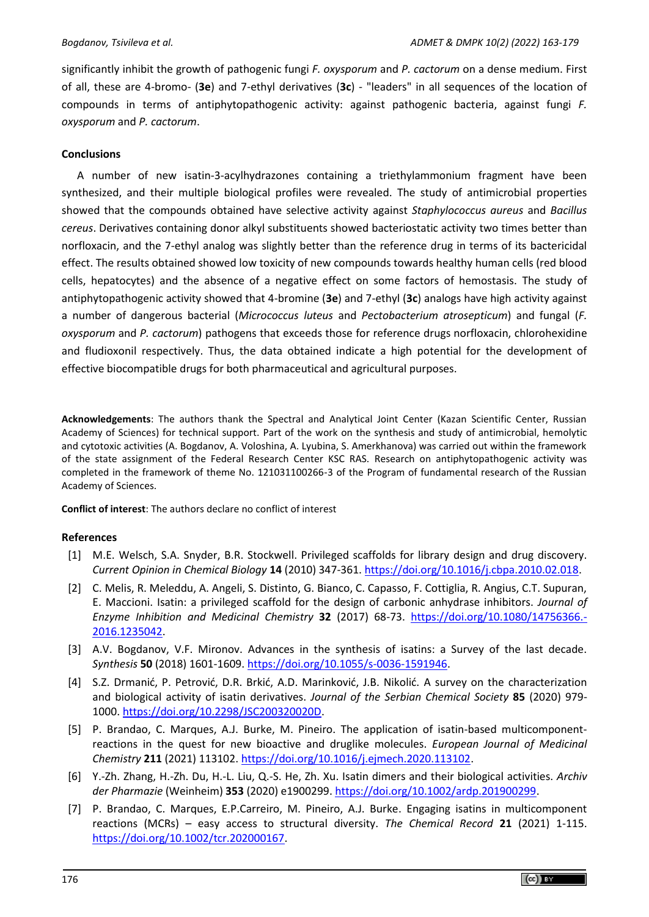significantly inhibit the growth of pathogenic fungi *F. oxysporum* and *P. cactorum* on a dense medium. First of all, these are 4-bromo- (**3e**) and 7-ethyl derivatives (**3c**) - "leaders" in all sequences of the location of compounds in terms of antiphytopathogenic activity: against pathogenic bacteria, against fungi *F. oxysporum* and *P. cactorum*.

## Conclusions

A number of new isatin-3-acylhydrazones containing a triethylammonium fragment have been synthesized, and their multiple biological profiles were revealed. The study of antimicrobial properties showed that the compounds obtained have selective activity against *Staphylococcus aureus* and *Bacillus cereus*. Derivatives containing donor alkyl substituents showed bacteriostatic activity two times better than norfloxacin, and the 7-ethyl analog was slightly better than the reference drug in terms of its bactericidal effect. The results obtained showed low toxicity of new compounds towards healthy human cells (red blood cells, hepatocytes) and the absence of a negative effect on some factors of hemostasis. The study of antiphytopathogenic activity showed that 4-bromine (**3e**) and 7-ethyl (**3c**) analogs have high activity against a number of dangerous bacterial (*Micrococcus luteus* and *Pectobacterium atrosepticum*) and fungal (*F. oxysporum* and *P. cactorum*) pathogens that exceeds those for reference drugs norfloxacin, chlorohexidine and fludioxonil respectively. Thus, the data obtained indicate a high potential for the development of effective biocompatible drugs for both pharmaceutical and agricultural purposes.

**Acknowledgements**: The authors thank the Spectral and Analytical Joint Center (Kazan Scientific Center, Russian Academy of Sciences) for technical support. Part of the work on the synthesis and study of antimicrobial, hemolytic and cytotoxic activities (A. Bogdanov, A. Voloshina, A. Lyubina, S. Amerkhanova) was carried out within the framework of the state assignment of the Federal Research Center KSC RAS. Research on antiphytopathogenic activity was completed in the framework of theme No. 121031100266-3 of the Program of fundamental research of the Russian Academy of Sciences.

**Conflict of interest**: The authors declare no conflict of interest

## References

[1] M.E. Welsch, S.A. Snyder, B.R. Stockwell. Privileged scaffolds for library design and drug discovery. *Current Opinion in Chemical Biology* **14** (2010) 347-361. https://doi.org/10.1016/j.cbpa.2010.02.018.

[2] C. Melis, R. Meleddu, A. Angeli, S. Distinto, G. Bianco, C. Capasso, F. Cottiglia, R. Angius, C.T. Supuran, E. Maccioni. Isatin: a privileged scaffold for the design of carbonic anhydrase inhibitors. *Journal of Enzyme Inhibition and Medicinal Chemistry* **32** (2017) 68-73. https://doi.org/10.1080/14756366.-2016.1235042.

[3] A.V. Bogdanov, V.F. Mironov. Advances in the synthesis of isatins: a Survey of the last decade. *Synthesis* **50** (2018) 1601-1609. https://doi.org/10.1055/s-0036-1591946.

[4] S.Z. Drmanić, P. Petrović, D.R. Brkić, A.D. Marinković, J.B. Nikolić. A survey on the characterization and biological activity of isatin derivatives. *Journal of the Serbian Chemical Society* **85** (2020) 979-1000. https://doi.org/10.2298/JSC200320020D.

[5] P. Brandao, C. Marques, A.J. Burke, M. Pineiro. The application of isatin-based multicomponent-reactions in the quest for new bioactive and druglike molecules. *European Journal of Medicinal Chemistry* **211** (2021) 113102. https://doi.org/10.1016/j.ejmech.2020.113102.

[6] Y.-Zh. Zhang, H.-Zh. Du, H.-L. Liu, Q.-S. He, Zh. Xu. Isatin dimers and their biological activities. *Archiv der Pharmazie* (Weinheim) **353** (2020) e1900299. https://doi.org/10.1002/ardp.201900299.

[7] P. Brandao, C. Marques, E.P.Carreiro, M. Pineiro, A.J. Burke. Engaging isatins in multicomponent reactions (MCRs) – easy access to structural diversity. *The Chemical Record* **21** (2021) 1-115. https://doi.org/10.1002/tcr.202000167.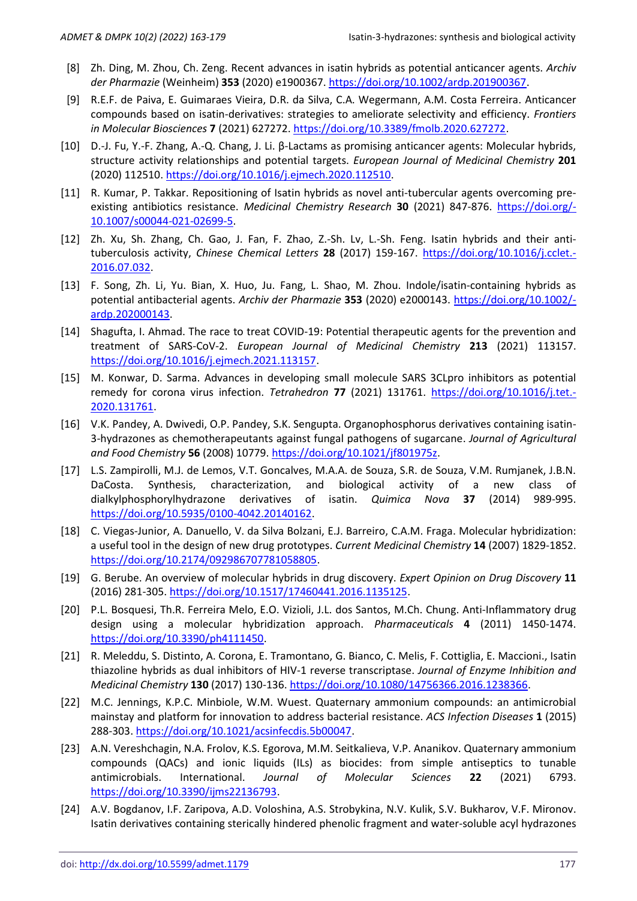[8] Zh. Ding, M. Zhou, Ch. Zeng. Recent advances in isatin hybrids as potential anticancer agents. *Archiv der Pharmazie* (Weinheim) **353** (2020) e1900367. https://doi.org/10.1002/ardp.201900367.

[9] R.E.F. de Paiva, E. Guimaraes Vieira, D.R. da Silva, C.A. Wegermann, A.M. Costa Ferreira. Anticancer compounds based on isatin-derivatives: strategies to ameliorate selectivity and efficiency. *Frontiers in Molecular Biosciences* **7** (2021) 627272. https://doi.org/10.3389/fmolb.2020.627272.

[10] D.-J. Fu, Y.-F. Zhang, A.-Q. Chang, J. Li. β-Lactams as promising anticancer agents: Molecular hybrids, structure activity relationships and potential targets. *European Journal of Medicinal Chemistry* **201** (2020) 112510. https://doi.org/10.1016/j.ejmech.2020.112510.

[11] R. Kumar, P. Takkar. Repositioning of Isatin hybrids as novel anti-tubercular agents overcoming pre-existing antibiotics resistance. *Medicinal Chemistry Research* **30** (2021) 847-876. https://doi.org/10.1007/s00044-021-02699-5.

[12] Zh. Xu, Sh. Zhang, Ch. Gao, J. Fan, F. Zhao, Z.-Sh. Lv, L.-Sh. Feng. Isatin hybrids and their anti-tuberculosis activity, *Chinese Chemical Letters* **28** (2017) 159-167. https://doi.org/10.1016/j.cclet.2016.07.032.

[13] F. Song, Zh. Li, Yu. Bian, X. Huo, Ju. Fang, L. Shao, M. Zhou. Indole/isatin-containing hybrids as potential antibacterial agents. *Archiv der Pharmazie* **353** (2020) e2000143. https://doi.org/10.1002/ardp.202000143.

[14] Shagufta, I. Ahmad. The race to treat COVID-19: Potential therapeutic agents for the prevention and treatment of SARS-CoV-2. *European Journal of Medicinal Chemistry* **213** (2021) 113157. https://doi.org/10.1016/j.ejmech.2021.113157.

[15] M. Konwar, D. Sarma. Advances in developing small molecule SARS 3CLpro inhibitors as potential remedy for corona virus infection. *Tetrahedron* **77** (2021) 131761. https://doi.org/10.1016/j.tet.2020.131761.

[16] V.K. Pandey, A. Dwivedi, O.P. Pandey, S.K. Sengupta. Organophosphorus derivatives containing isatin-3-hydrazones as chemotherapeutants against fungal pathogens of sugarcane. *Journal of Agricultural and Food Chemistry* **56** (2008) 10779. https://doi.org/10.1021/jf801975z.

[17] L.S. Zampirolli, M.J. de Lemos, V.T. Goncalves, M.A.A. de Souza, S.R. de Souza, V.M. Rumjanek, J.B.N. DaCosta. Synthesis, characterization, and biological activity of a new class of dialkylphosphorylhydrazone derivatives of isatin. *Quimica Nova* **37** (2014) 989-995. https://doi.org/10.5935/0100-4042.20140162.

[18] C. Viegas-Junior, A. Danuello, V. da Silva Bolzani, E.J. Barreiro, C.A.M. Fraga. Molecular hybridization: a useful tool in the design of new drug prototypes. *Current Medicinal Chemistry* **14** (2007) 1829-1852. https://doi.org/10.2174/092986707781058805.

[19] G. Berube. An overview of molecular hybrids in drug discovery. *Expert Opinion on Drug Discovery* **11** (2016) 281-305. https://doi.org/10.1517/17460441.2016.1135125.

[20] P.L. Bosquesi, Th.R. Ferreira Melo, E.O. Vizioli, J.L. dos Santos, M.Ch. Chung. Anti-Inflammatory drug design using a molecular hybridization approach. *Pharmaceuticals* **4** (2011) 1450-1474. https://doi.org/10.3390/ph4111450.

[21] R. Meleddu, S. Distinto, A. Corona, E. Tramontano, G. Bianco, C. Melis, F. Cottiglia, E. Maccioni., Isatin thiazoline hybrids as dual inhibitors of HIV-1 reverse transcriptase. *Journal of Enzyme Inhibition and Medicinal Chemistry* **130** (2017) 130-136. https://doi.org/10.1080/14756366.2016.1238366.

[22] M.C. Jennings, K.P.C. Minbiole, W.M. Wuest. Quaternary ammonium compounds: an antimicrobial mainstay and platform for innovation to address bacterial resistance. *ACS Infection Diseases* **1** (2015) 288-303. https://doi.org/10.1021/acsinfecdis.5b00047.

[23] A.N. Vereshchagin, N.A. Frolov, K.S. Egorova, M.M. Seitkalieva, V.P. Ananikov. Quaternary ammonium compounds (QACs) and ionic liquids (ILs) as biocides: from simple antiseptics to tunable antimicrobials. International. *Journal of Molecular Sciences* **22** (2021) 6793. https://doi.org/10.3390/ijms22136793.

[24] A.V. Bogdanov, I.F. Zaripova, A.D. Voloshina, A.S. Strobykina, N.V. Kulik, S.V. Bukharov, V.F. Mironov. Isatin derivatives containing sterically hindered phenolic fragment and water-soluble acyl hydrazones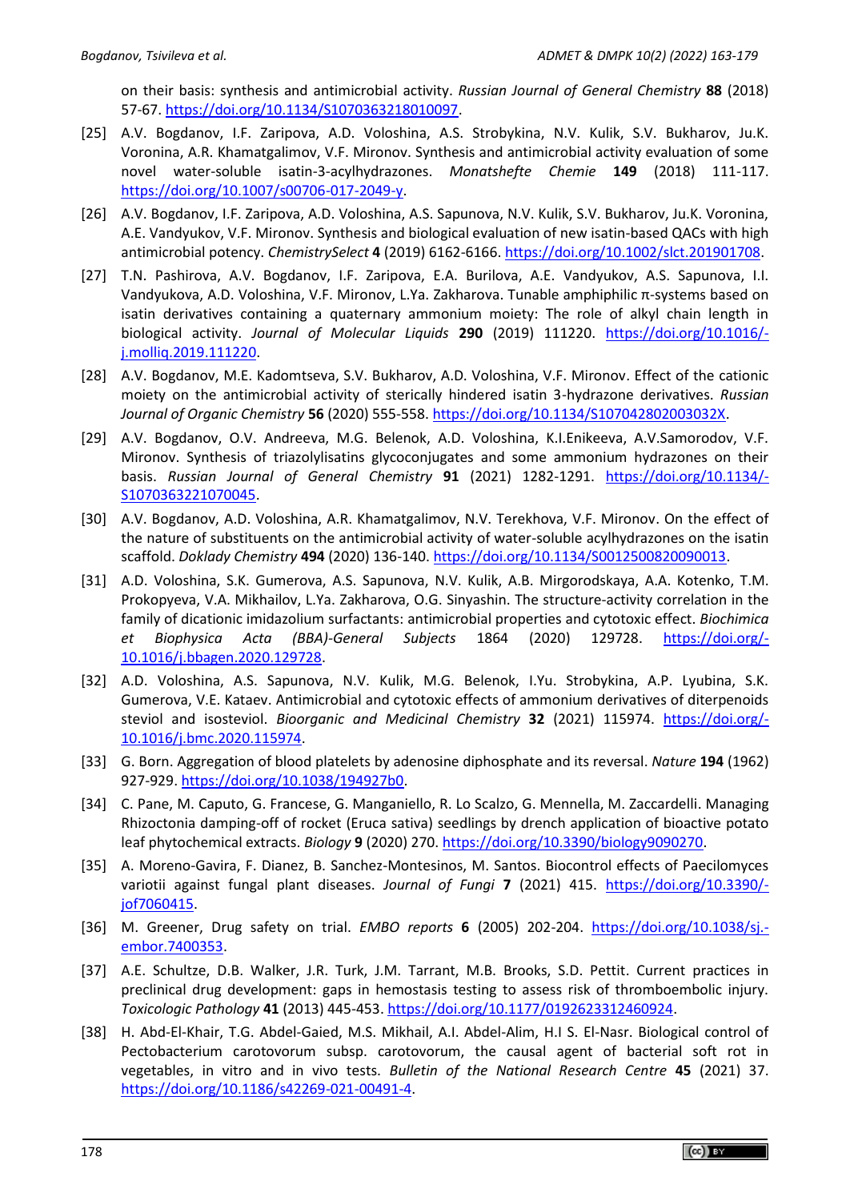on their basis: synthesis and antimicrobial activity. *Russian Journal of General Chemistry* **88** (2018) 57-67. https://doi.org/10.1134/S1070363218010097.

[25] A.V. Bogdanov, I.F. Zaripova, A.D. Voloshina, A.S. Strobykina, N.V. Kulik, S.V. Bukharov, Ju.K. Voronina, A.R. Khamatgalimov, V.F. Mironov. Synthesis and antimicrobial activity evaluation of some novel water-soluble isatin-3-acylhydrazones. *Monatshefte Chemie* **149** (2018) 111-117. https://doi.org/10.1007/s00706-017-2049-y.

[26] A.V. Bogdanov, I.F. Zaripova, A.D. Voloshina, A.S. Sapunova, N.V. Kulik, S.V. Bukharov, Ju.K. Voronina, A.E. Vandyukov, V.F. Mironov. Synthesis and biological evaluation of new isatin-based QACs with high antimicrobial potency. *ChemistrySelect* **4** (2019) 6162-6166. https://doi.org/10.1002/slct.201901708.

[27] T.N. Pashirova, A.V. Bogdanov, I.F. Zaripova, E.A. Burilova, A.E. Vandyukov, A.S. Sapunova, I.I. Vandyukova, A.D. Voloshina, V.F. Mironov, L.Ya. Zakharova. Tunable amphiphilic π-systems based on isatin derivatives containing a quaternary ammonium moiety: The role of alkyl chain length in biological activity. *Journal of Molecular Liquids* **290** (2019) 111220. https://doi.org/10.1016/j.molliq.2019.111220.

[28] A.V. Bogdanov, M.E. Kadomtseva, S.V. Bukharov, A.D. Voloshina, V.F. Mironov. Effect of the cationic moiety on the antimicrobial activity of sterically hindered isatin 3-hydrazone derivatives. *Russian Journal of Organic Chemistry* **56** (2020) 555-558. https://doi.org/10.1134/S107042802003032X.

[29] A.V. Bogdanov, O.V. Andreeva, M.G. Belenok, A.D. Voloshina, K.I.Enikeeva, A.V.Samorodov, V.F. Mironov. Synthesis of triazolylisatins glycoconjugates and some ammonium hydrazones on their basis. *Russian Journal of General Chemistry* **91** (2021) 1282-1291. https://doi.org/10.1134/S1070363221070045.

[30] A.V. Bogdanov, A.D. Voloshina, A.R. Khamatgalimov, N.V. Terekhova, V.F. Mironov. On the effect of the nature of substituents on the antimicrobial activity of water-soluble acylhydrazones on the isatin scaffold. *Doklady Chemistry* **494** (2020) 136-140. https://doi.org/10.1134/S0012500820090013.

[31] A.D. Voloshina, S.K. Gumerova, A.S. Sapunova, N.V. Kulik, A.B. Mirgorodskaya, A.A. Kotenko, T.M. Prokopyeva, V.A. Mikhailov, L.Ya. Zakharova, O.G. Sinyashin. The structure-activity correlation in the family of dicationic imidazolium surfactants: antimicrobial properties and cytotoxic effect. *Biochimica et Biophysica Acta (BBA)-General Subjects* 1864 (2020) 129728. https://doi.org/10.1016/j.bbagen.2020.129728.

[32] A.D. Voloshina, A.S. Sapunova, N.V. Kulik, M.G. Belenok, I.Yu. Strobykina, A.P. Lyubina, S.K. Gumerova, V.E. Kataev. Antimicrobial and cytotoxic effects of ammonium derivatives of diterpenoids steviol and isosteviol. *Bioorganic and Medicinal Chemistry* **32** (2021) 115974. https://doi.org/10.1016/j.bmc.2020.115974.

[33] G. Born. Aggregation of blood platelets by adenosine diphosphate and its reversal. *Nature* **194** (1962) 927-929. https://doi.org/10.1038/194927b0.

[34] C. Pane, M. Caputo, G. Francese, G. Manganiello, R. Lo Scalzo, G. Mennella, M. Zaccardelli. Managing Rhizoctonia damping-off of rocket (Eruca sativa) seedlings by drench application of bioactive potato leaf phytochemical extracts. *Biology* **9** (2020) 270. https://doi.org/10.3390/biology9090270.

[35] A. Moreno-Gavira, F. Dianez, B. Sanchez-Montesinos, M. Santos. Biocontrol effects of Paecilomyces variotii against fungal plant diseases. *Journal of Fungi* **7** (2021) 415. https://doi.org/10.3390/jof7060415.

[36] M. Greener, Drug safety on trial. *EMBO reports* **6** (2005) 202-204. https://doi.org/10.1038/sj.embor.7400353.

[37] A.E. Schultze, D.B. Walker, J.R. Turk, J.M. Tarrant, M.B. Brooks, S.D. Pettit. Current practices in preclinical drug development: gaps in hemostasis testing to assess risk of thromboembolic injury. *Toxicologic Pathology* **41** (2013) 445-453. https://doi.org/10.1177/0192623312460924.

[38] H. Abd-El-Khair, T.G. Abdel-Gaied, M.S. Mikhail, A.I. Abdel-Alim, H.I S. El-Nasr. Biological control of Pectobacterium carotovorum subsp. carotovorum, the causal agent of bacterial soft rot in vegetables, in vitro and in vivo tests. *Bulletin of the National Research Centre* **45** (2021) 37. https://doi.org/10.1186/s42269-021-00491-4.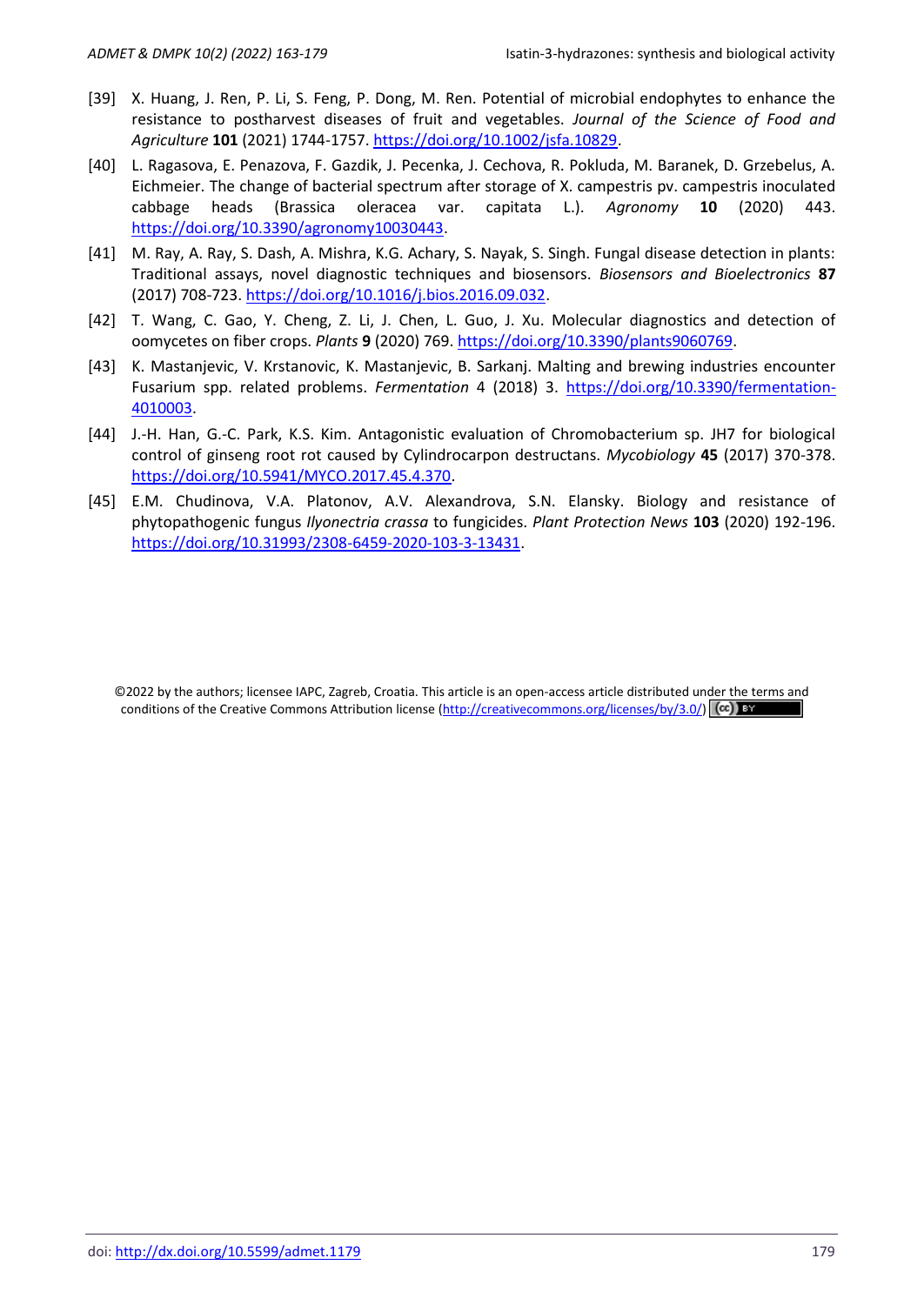[39] X. Huang, J. Ren, P. Li, S. Feng, P. Dong, M. Ren. Potential of microbial endophytes to enhance the resistance to postharvest diseases of fruit and vegetables. *Journal of the Science of Food and Agriculture* **101** (2021) 1744-1757. https://doi.org/10.1002/jsfa.10829.

[40] L. Ragasova, E. Penazova, F. Gazdik, J. Pecenka, J. Cechova, R. Pokluda, M. Baranek, D. Grzebelus, A. Eichmeier. The change of bacterial spectrum after storage of X. campestris pv. campestris inoculated cabbage heads (Brassica oleracea var. capitata L.). *Agronomy* **10** (2020) 443. https://doi.org/10.3390/agronomy10030443.

[41] M. Ray, A. Ray, S. Dash, A. Mishra, K.G. Achary, S. Nayak, S. Singh. Fungal disease detection in plants: Traditional assays, novel diagnostic techniques and biosensors. *Biosensors and Bioelectronics* **87** (2017) 708-723. https://doi.org/10.1016/j.bios.2016.09.032.

[42] T. Wang, C. Gao, Y. Cheng, Z. Li, J. Chen, L. Guo, J. Xu. Molecular diagnostics and detection of oomycetes on fiber crops. *Plants* **9** (2020) 769. https://doi.org/10.3390/plants9060769.

[43] K. Mastanjevic, V. Krstanovic, K. Mastanjevic, B. Sarkanj. Malting and brewing industries encounter Fusarium spp. related problems. *Fermentation* 4 (2018) 3. https://doi.org/10.3390/fermentation4010003.

[44] J.-H. Han, G.-C. Park, K.S. Kim. Antagonistic evaluation of Chromobacterium sp. JH7 for biological control of ginseng root rot caused by Cylindrocarpon destructans. *Mycobiology* **45** (2017) 370-378. https://doi.org/10.5941/MYCO.2017.45.4.370.

[45] E.M. Chudinova, V.A. Platonov, A.V. Alexandrova, S.N. Elansky. Biology and resistance of phytopathogenic fungus *Ilyonectria crassa* to fungicides. *Plant Protection News* **103** (2020) 192-196. https://doi.org/10.31993/2308-6459-2020-103-3-13431.

©2022 by the authors; licensee IAPC, Zagreb, Croatia. This article is an open-access article distributed under the terms and conditions of the Creative Commons Attribution license (http://creativecommons.org/licenses/by/3.0/)